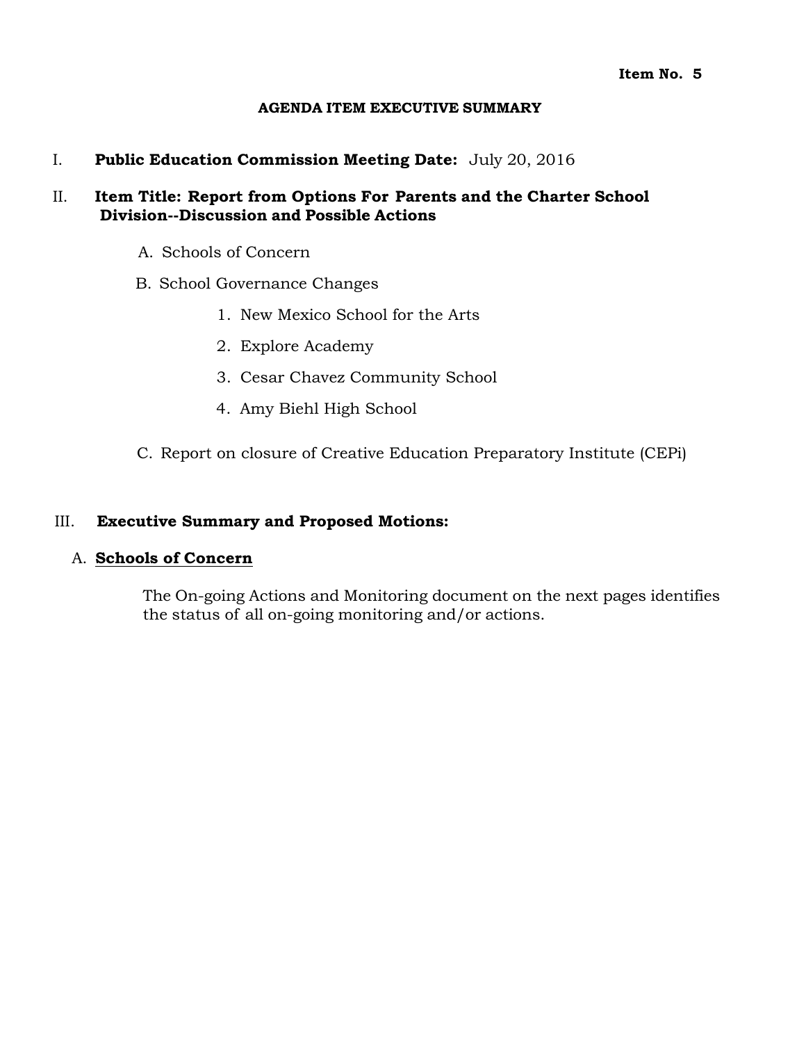**Item No. 5**

**AGENDA ITEM EXECUTIVE SUMMARY**

I. **Public Education Commission Meeting Date:** July 20, 2016

II. **Item Title: Report from Options For Parents and the Charter School Division--Discussion and Possible Actions**

A. Schools of Concern

B. School Governance Changes

1. New Mexico School for the Arts
2. Explore Academy
3. Cesar Chavez Community School
4. Amy Biehl High School

C. Report on closure of Creative Education Preparatory Institute (CEPi)

III. **Executive Summary and Proposed Motions:**

A. **<u>Schools of Concern</u>**

The On-going Actions and Monitoring document on the next pages identifies the status of all on-going monitoring and/or actions.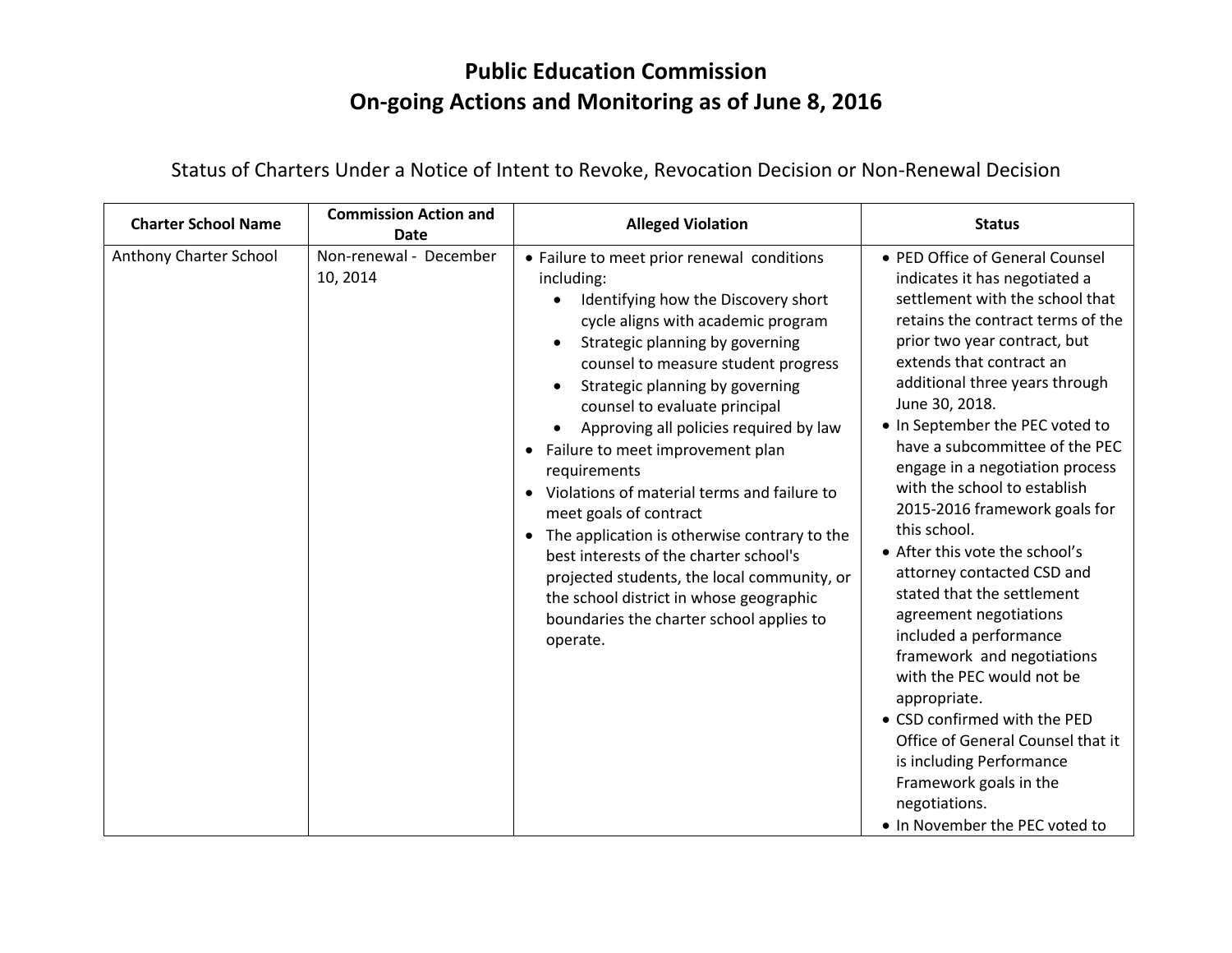# Public Education Commission
# On-going Actions and Monitoring as of June 8, 2016

## Status of Charters Under a Notice of Intent to Revoke, Revocation Decision or Non-Renewal Decision

| Charter School Name | Commission Action and Date | Alleged Violation | Status |
|---|---|---|---|
| Anthony Charter School | Non-renewal - December 10, 2014 | • Failure to meet prior renewal conditions including:<br>&nbsp;&nbsp;• Identifying how the Discovery short cycle aligns with academic program<br>&nbsp;&nbsp;• Strategic planning by governing counsel to measure student progress<br>&nbsp;&nbsp;• Strategic planning by governing counsel to evaluate principal<br>&nbsp;&nbsp;• Approving all policies required by law<br>• Failure to meet improvement plan requirements<br>• Violations of material terms and failure to meet goals of contract<br>• The application is otherwise contrary to the best interests of the charter school's projected students, the local community, or the school district in whose geographic boundaries the charter school applies to operate. | • PED Office of General Counsel indicates it has negotiated a settlement with the school that retains the contract terms of the prior two year contract, but extends that contract an additional three years through June 30, 2018.<br>• In September the PEC voted to have a subcommittee of the PEC engage in a negotiation process with the school to establish 2015-2016 framework goals for this school.<br>• After this vote the school's attorney contacted CSD and stated that the settlement agreement negotiations included a performance framework and negotiations with the PEC would not be appropriate.<br>• CSD confirmed with the PED Office of General Counsel that it is including Performance Framework goals in the negotiations.<br>• In November the PEC voted to |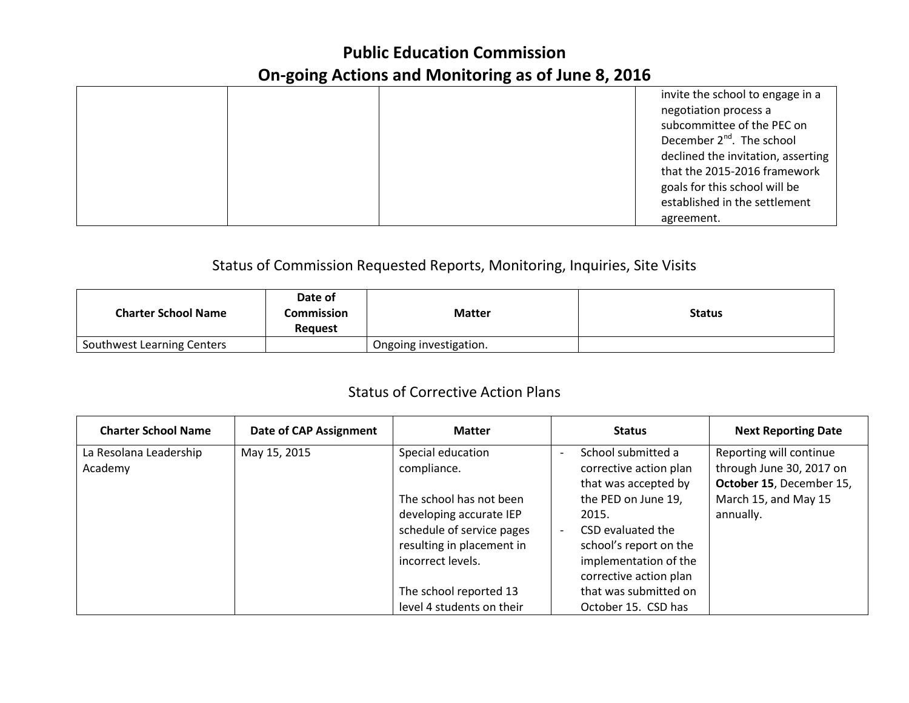# Public Education Commission
# On-going Actions and Monitoring as of June 8, 2016

| | | | |
|---|---|---|---|
| | | | invite the school to engage in a negotiation process a subcommittee of the PEC on December 2nd. The school declined the invitation, asserting that the 2015-2016 framework goals for this school will be established in the settlement agreement. |

## Status of Commission Requested Reports, Monitoring, Inquiries, Site Visits

| Charter School Name | Date of Commission Request | Matter | Status |
|---|---|---|---|
| Southwest Learning Centers | | Ongoing investigation. | |

## Status of Corrective Action Plans

| Charter School Name | Date of CAP Assignment | Matter | Status | Next Reporting Date |
|---|---|---|---|---|
| La Resolana Leadership Academy | May 15, 2015 | Special education compliance.<br><br>The school has not been developing accurate IEP schedule of service pages resulting in placement in incorrect levels.<br><br>The school reported 13 level 4 students on their | - School submitted a corrective action plan that was accepted by the PED on June 19, 2015.<br>- CSD evaluated the school's report on the implementation of the corrective action plan that was submitted on October 15. CSD has | Reporting will continue through June 30, 2017 on **October 15**, December 15, March 15, and May 15 annually. |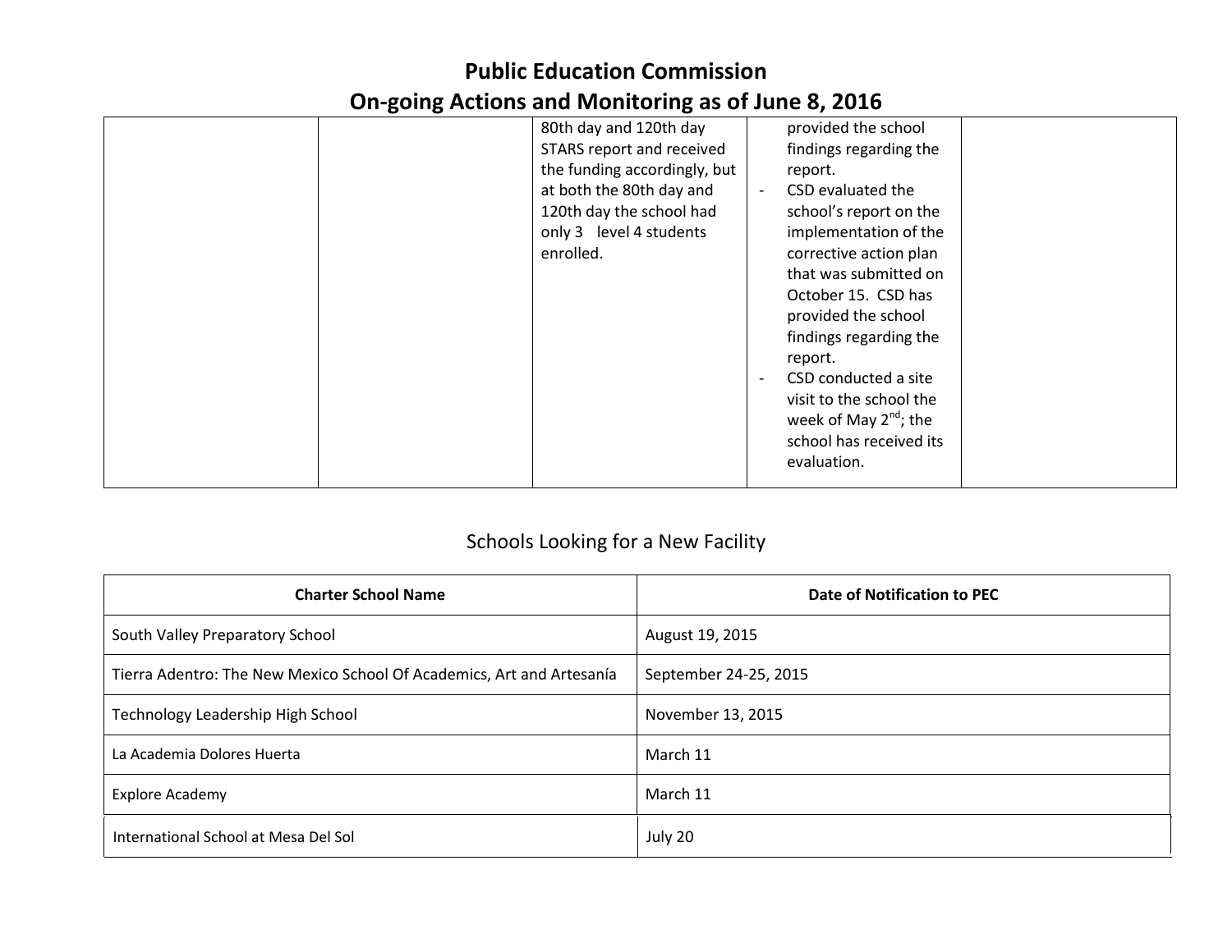# Public Education Commission
# On-going Actions and Monitoring as of June 8, 2016

| | | | | |
|---|---|---|---|---|
| | | 80th day and 120th day STARS report and received the funding accordingly, but at both the 80th day and 120th day the school had only 3 level 4 students enrolled. | provided the school findings regarding the report.<br>- CSD evaluated the school's report on the implementation of the corrective action plan that was submitted on October 15. CSD has provided the school findings regarding the report.<br>- CSD conducted a site visit to the school the week of May 2nd; the school has received its evaluation. | |

## Schools Looking for a New Facility

| Charter School Name | Date of Notification to PEC |
|---|---|
| South Valley Preparatory School | August 19, 2015 |
| Tierra Adentro: The New Mexico School Of Academics, Art and Artesanía | September 24-25, 2015 |
| Technology Leadership High School | November 13, 2015 |
| La Academia Dolores Huerta | March 11 |
| Explore Academy | March 11 |
| International School at Mesa Del Sol | July 20 |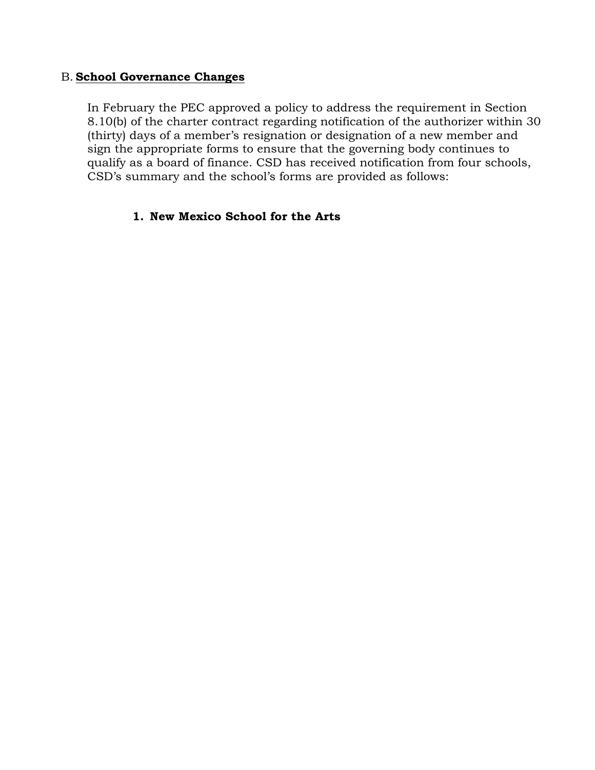B. **<u>School Governance Changes</u>**

In February the PEC approved a policy to address the requirement in Section 8.10(b) of the charter contract regarding notification of the authorizer within 30 (thirty) days of a member's resignation or designation of a new member and sign the appropriate forms to ensure that the governing body continues to qualify as a board of finance. CSD has received notification from four schools, CSD's summary and the school's forms are provided as follows:

1. **New Mexico School for the Arts**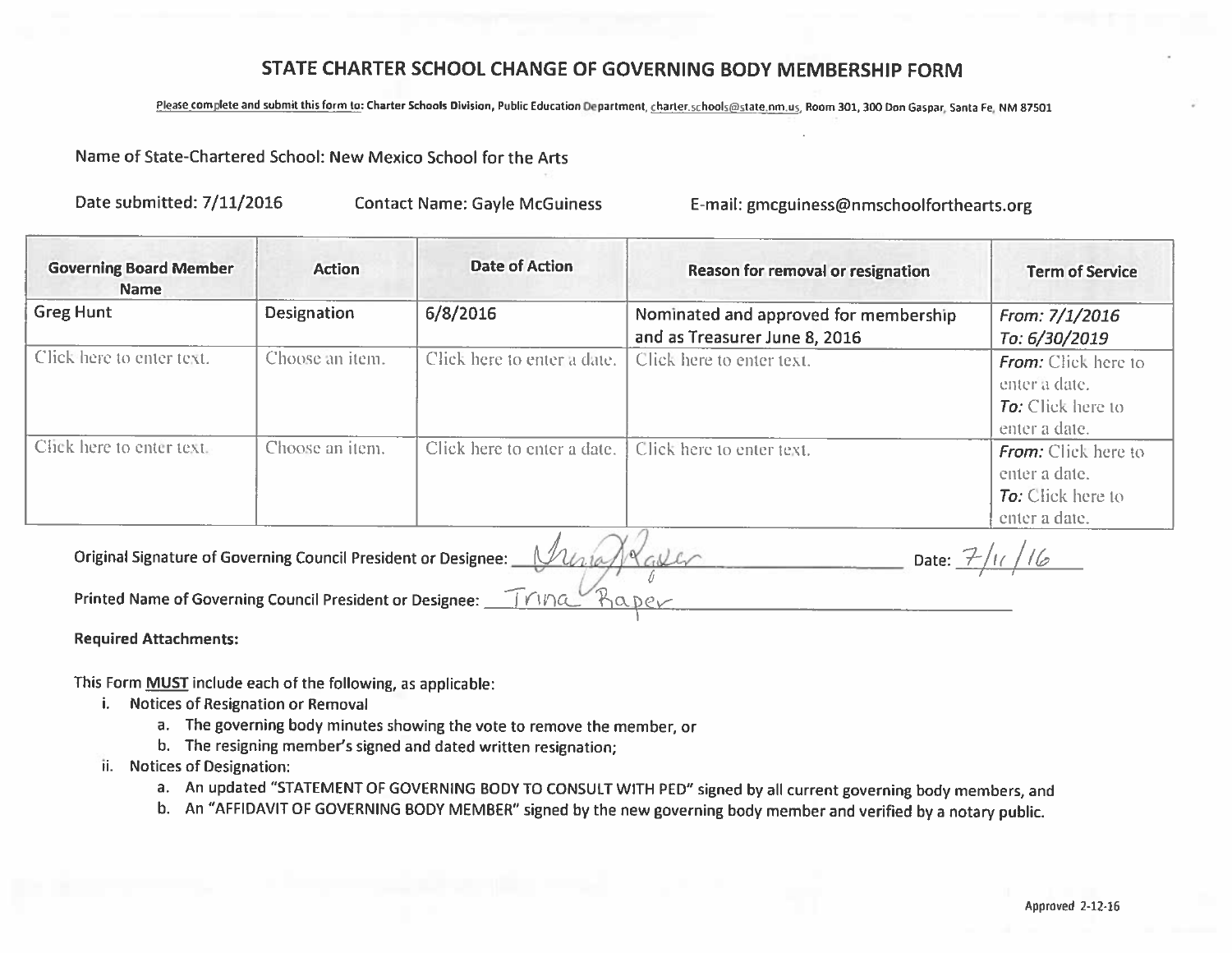# STATE CHARTER SCHOOL CHANGE OF GOVERNING BODY MEMBERSHIP FORM

Please complete and submit this form to: Charter Schools Division, Public Education Department, charter.schools@state.nm.us, Room 301, 300 Don Gaspar, Santa Fe, NM 87501

Name of State-Chartered School: New Mexico School for the Arts

Date submitted: 7/11/2016 Contact Name: Gayle McGuiness E-mail: gmcguiness@nmschoolforthearts.org

| Governing Board Member Name | Action | Date of Action | Reason for removal or resignation | Term of Service |
|---|---|---|---|---|
| Greg Hunt | Designation | 6/8/2016 | Nominated and approved for membership and as Treasurer June 8, 2016 | *From:* 7/1/2016<br>*To:* 6/30/2019 |
| Click here to enter text. | Choose an item. | Click here to enter a date. | Click here to enter text. | ***From:*** Click here to enter a date.<br>***To:*** Click here to enter a date. |
| Click here to enter text. | Choose an item. | Click here to enter a date. | Click here to enter text. | ***From:*** Click here to enter a date.<br>***To:*** Click here to enter a date. |

Original Signature of Governing Council President or Designee: Trina Raper Date: 7/11/16

Printed Name of Governing Council President or Designee: Trina Raper

**Required Attachments:**

This Form **MUST** include each of the following, as applicable:

- i. Notices of Resignation or Removal
  - a. The governing body minutes showing the vote to remove the member, or
  - b. The resigning member's signed and dated written resignation;
- ii. Notices of Designation:
  - a. An updated "STATEMENT OF GOVERNING BODY TO CONSULT WITH PED" signed by all current governing body members, and
  - b. An "AFFIDAVIT OF GOVERNING BODY MEMBER" signed by the new governing body member and verified by a notary public.

Approved 2-12-16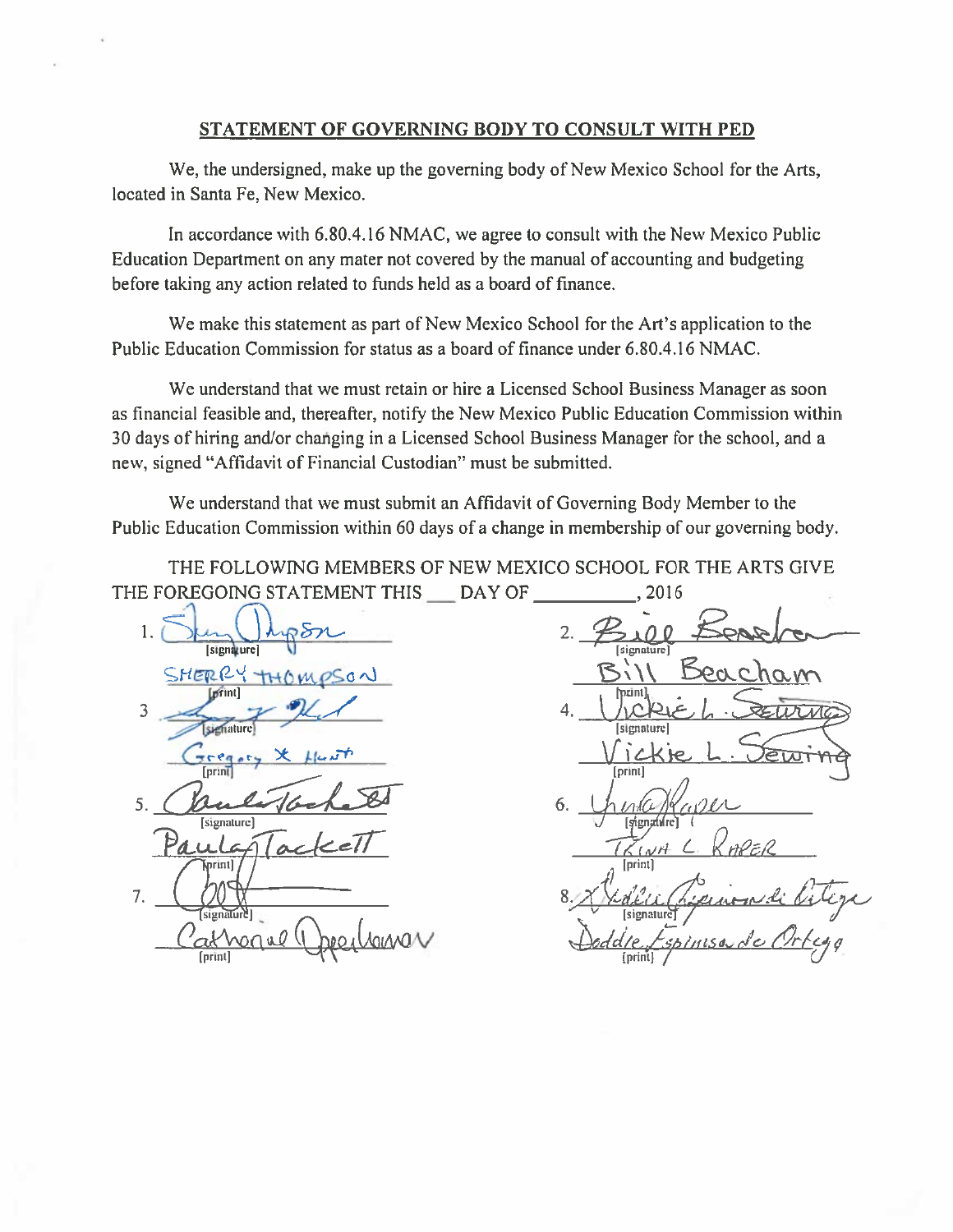## STATEMENT OF GOVERNING BODY TO CONSULT WITH PED

We, the undersigned, make up the governing body of New Mexico School for the Arts, located in Santa Fe, New Mexico.

In accordance with 6.80.4.16 NMAC, we agree to consult with the New Mexico Public Education Department on any mater not covered by the manual of accounting and budgeting before taking any action related to funds held as a board of finance.

We make this statement as part of New Mexico School for the Art's application to the Public Education Commission for status as a board of finance under 6.80.4.16 NMAC.

We understand that we must retain or hire a Licensed School Business Manager as soon as financial feasible and, thereafter, notify the New Mexico Public Education Commission within 30 days of hiring and/or changing in a Licensed School Business Manager for the school, and a new, signed "Affidavit of Financial Custodian" must be submitted.

We understand that we must submit an Affidavit of Governing Body Member to the Public Education Commission within 60 days of a change in membership of our governing body.

THE FOLLOWING MEMBERS OF NEW MEXICO SCHOOL FOR THE ARTS GIVE THE FOREGOING STATEMENT THIS ___ DAY OF __________, 2016

1. [signature]
SHERRY THOMPSON
[print]

2. [signature]
Bill Beacham
[print]

3. [signature]
Gregory X Hunt
[print]

4. [signature]
Vickie L. Sewing
[print]

5. [signature]
Paula Tackett
[print]

6. [signature]
TRINA L RAPER
[print]

7. [signature]
Catherine Oppenheimer
[print]

8. [signature]
Deddie Espinosa de Ortega
[print]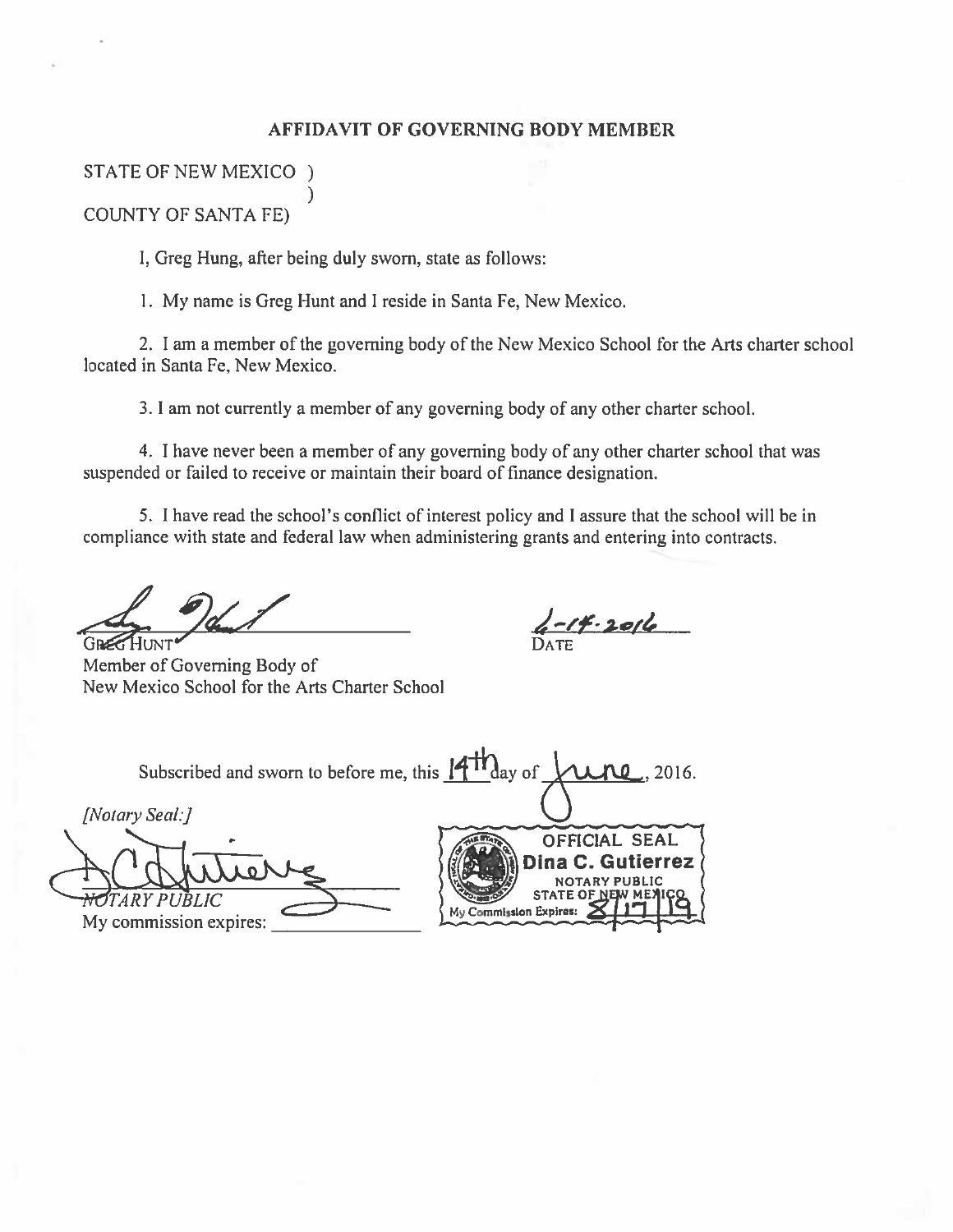**AFFIDAVIT OF GOVERNING BODY MEMBER**

STATE OF NEW MEXICO )
)
COUNTY OF SANTA FE)

I, Greg Hung, after being duly sworn, state as follows:

1. My name is Greg Hunt and I reside in Santa Fe, New Mexico.

2. I am a member of the governing body of the New Mexico School for the Arts charter school located in Santa Fe, New Mexico.

3. I am not currently a member of any governing body of any other charter school.

4. I have never been a member of any governing body of any other charter school that was suspended or failed to receive or maintain their board of finance designation.

5. I have read the school's conflict of interest policy and I assure that the school will be in compliance with state and federal law when administering grants and entering into contracts.

GREG HUNT
Member of Governing Body of
New Mexico School for the Arts Charter School

6-14-2016
DATE

Subscribed and sworn to before me, this 14th day of June, 2016.

*[Notary Seal:]*

*NOTARY PUBLIC*
My commission expires: \_\_\_\_\_\_\_\_\_\_

OFFICIAL SEAL
Dina C. Gutierrez
NOTARY PUBLIC
STATE OF NEW MEXICO
My Commission Expires: 8/17/19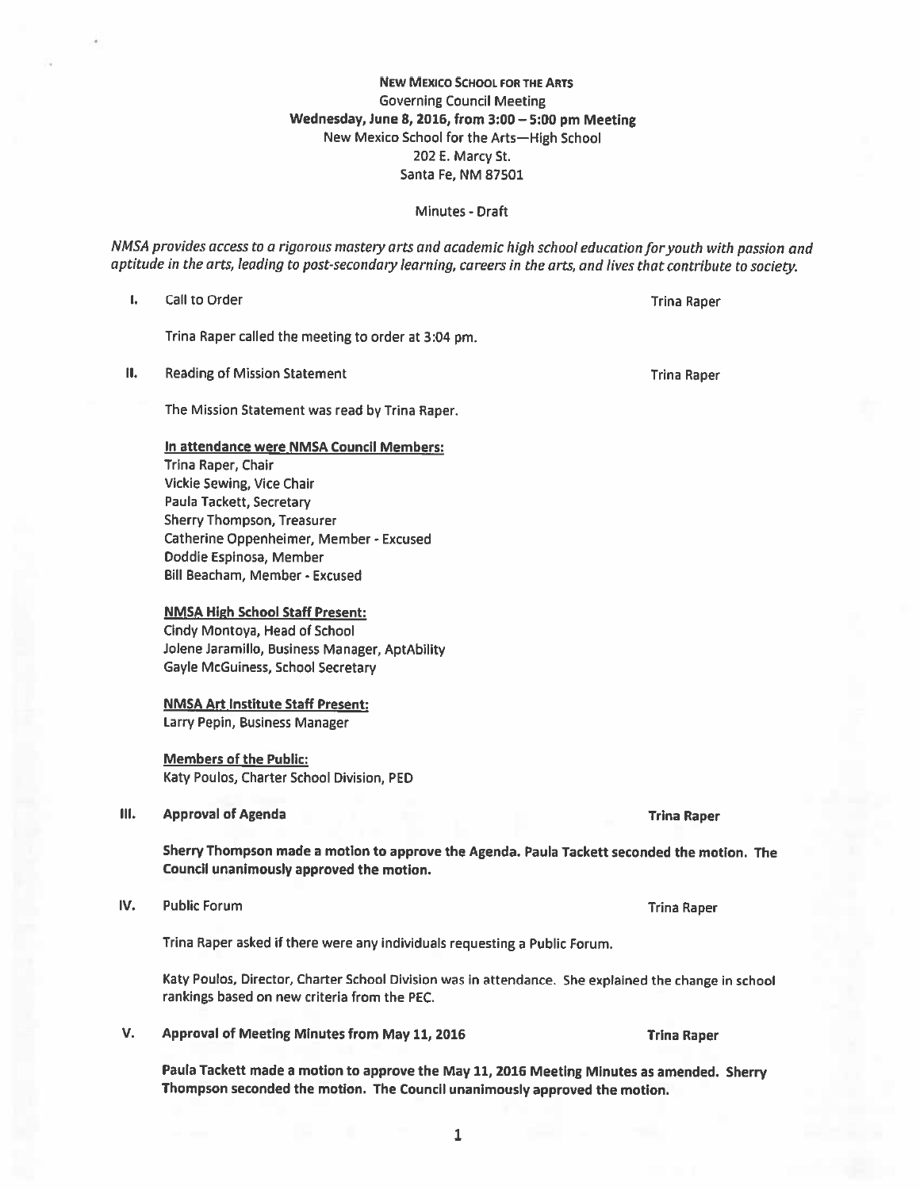**New Mexico School for the Arts**
Governing Council Meeting
**Wednesday, June 8, 2016, from 3:00 – 5:00 pm Meeting**
New Mexico School for the Arts—High School
202 E. Marcy St.
Santa Fe, NM 87501

Minutes - Draft

*NMSA provides access to a rigorous mastery arts and academic high school education for youth with passion and aptitude in the arts, leading to post-secondary learning, careers in the arts, and lives that contribute to society.*

**I.** Call to Order — Trina Raper

Trina Raper called the meeting to order at 3:04 pm.

**II.** Reading of Mission Statement — Trina Raper

The Mission Statement was read by Trina Raper.

**In attendance were NMSA Council Members:**
Trina Raper, Chair
Vickie Sewing, Vice Chair
Paula Tackett, Secretary
Sherry Thompson, Treasurer
Catherine Oppenheimer, Member - Excused
Doddie Espinosa, Member
Bill Beacham, Member - Excused

**NMSA High School Staff Present:**
Cindy Montoya, Head of School
Jolene Jaramillo, Business Manager, AptAbility
Gayle McGuiness, School Secretary

**NMSA Art Institute Staff Present:**
Larry Pepin, Business Manager

**Members of the Public:**
Katy Poulos, Charter School Division, PED

**III. Approval of Agenda — Trina Raper**

**Sherry Thompson made a motion to approve the Agenda. Paula Tackett seconded the motion. The Council unanimously approved the motion.**

**IV.** Public Forum — Trina Raper

Trina Raper asked if there were any individuals requesting a Public Forum.

Katy Poulos, Director, Charter School Division was in attendance. She explained the change in school rankings based on new criteria from the PEC.

**V. Approval of Meeting Minutes from May 11, 2016 — Trina Raper**

**Paula Tackett made a motion to approve the May 11, 2016 Meeting Minutes as amended. Sherry Thompson seconded the motion. The Council unanimously approved the motion.**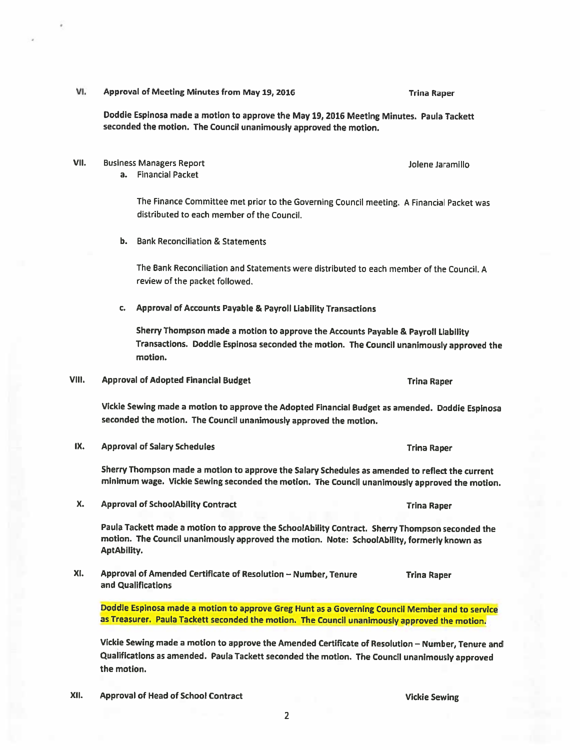**VI. Approval of Meeting Minutes from May 19, 2016** **Trina Raper**

**Doddie Espinosa made a motion to approve the May 19, 2016 Meeting Minutes. Paula Tackett seconded the motion. The Council unanimously approved the motion.**

VII. Business Managers Report Jolene Jaramillo

a. Financial Packet

The Finance Committee met prior to the Governing Council meeting. A Financial Packet was distributed to each member of the Council.

b. Bank Reconciliation & Statements

The Bank Reconciliation and Statements were distributed to each member of the Council. A review of the packet followed.

c. **Approval of Accounts Payable & Payroll Liability Transactions**

**Sherry Thompson made a motion to approve the Accounts Payable & Payroll Liability Transactions. Doddie Espinosa seconded the motion. The Council unanimously approved the motion.**

**VIII. Approval of Adopted Financial Budget** **Trina Raper**

**Vickie Sewing made a motion to approve the Adopted Financial Budget as amended. Doddie Espinosa seconded the motion. The Council unanimously approved the motion.**

**IX. Approval of Salary Schedules** **Trina Raper**

**Sherry Thompson made a motion to approve the Salary Schedules as amended to reflect the current minimum wage. Vickie Sewing seconded the motion. The Council unanimously approved the motion.**

**X. Approval of SchoolAbility Contract** **Trina Raper**

**Paula Tackett made a motion to approve the SchoolAbility Contract. Sherry Thompson seconded the motion. The Council unanimously approved the motion. Note: SchoolAbility, formerly known as AptAbility.**

**XI. Approval of Amended Certificate of Resolution – Number, Tenure and Qualifications** **Trina Raper**

**Doddie Espinosa made a motion to approve Greg Hunt as a Governing Council Member and to service as Treasurer. Paula Tackett seconded the motion. The Council unanimously approved the motion.**

**Vickie Sewing made a motion to approve the Amended Certificate of Resolution – Number, Tenure and Qualifications as amended. Paula Tackett seconded the motion. The Council unanimously approved the motion.**

**XII. Approval of Head of School Contract** **Vickie Sewing**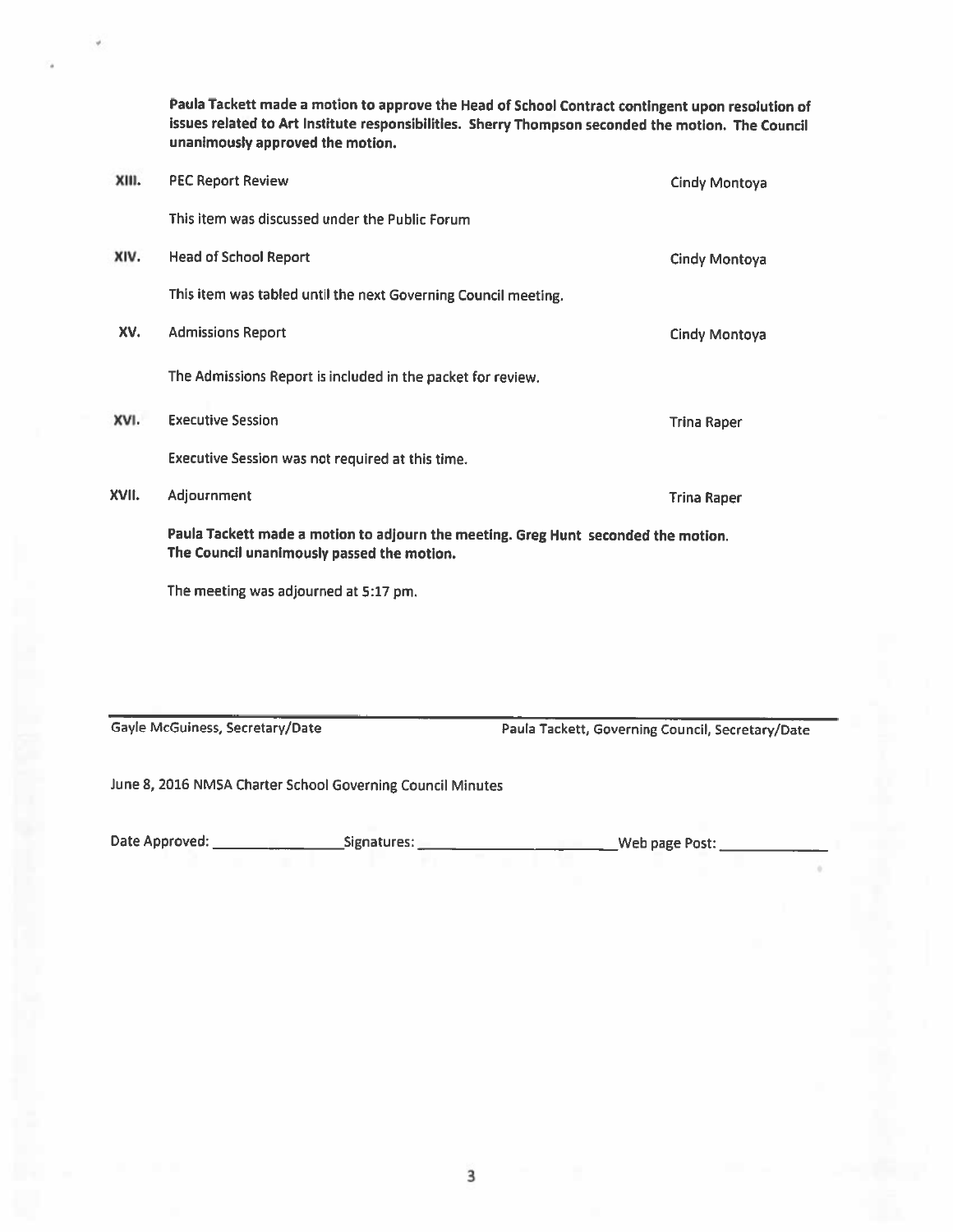**Paula Tackett made a motion to approve the Head of School Contract contingent upon resolution of issues related to Art Institute responsibilities. Sherry Thompson seconded the motion. The Council unanimously approved the motion.**

**XIII.** PEC Report Review — Cindy Montoya

This item was discussed under the Public Forum

**XIV.** Head of School Report — Cindy Montoya

This item was tabled until the next Governing Council meeting.

**XV.** Admissions Report — Cindy Montoya

The Admissions Report is included in the packet for review.

**XVI.** Executive Session — Trina Raper

Executive Session was not required at this time.

**XVII.** Adjournment — Trina Raper

**Paula Tackett made a motion to adjourn the meeting. Greg Hunt seconded the motion. The Council unanimously passed the motion.**

The meeting was adjourned at 5:17 pm.

Gayle McGuiness, Secretary/Date

Paula Tackett, Governing Council, Secretary/Date

June 8, 2016 NMSA Charter School Governing Council Minutes

Date Approved: ________________ Signatures: ________________________ Web page Post: _____________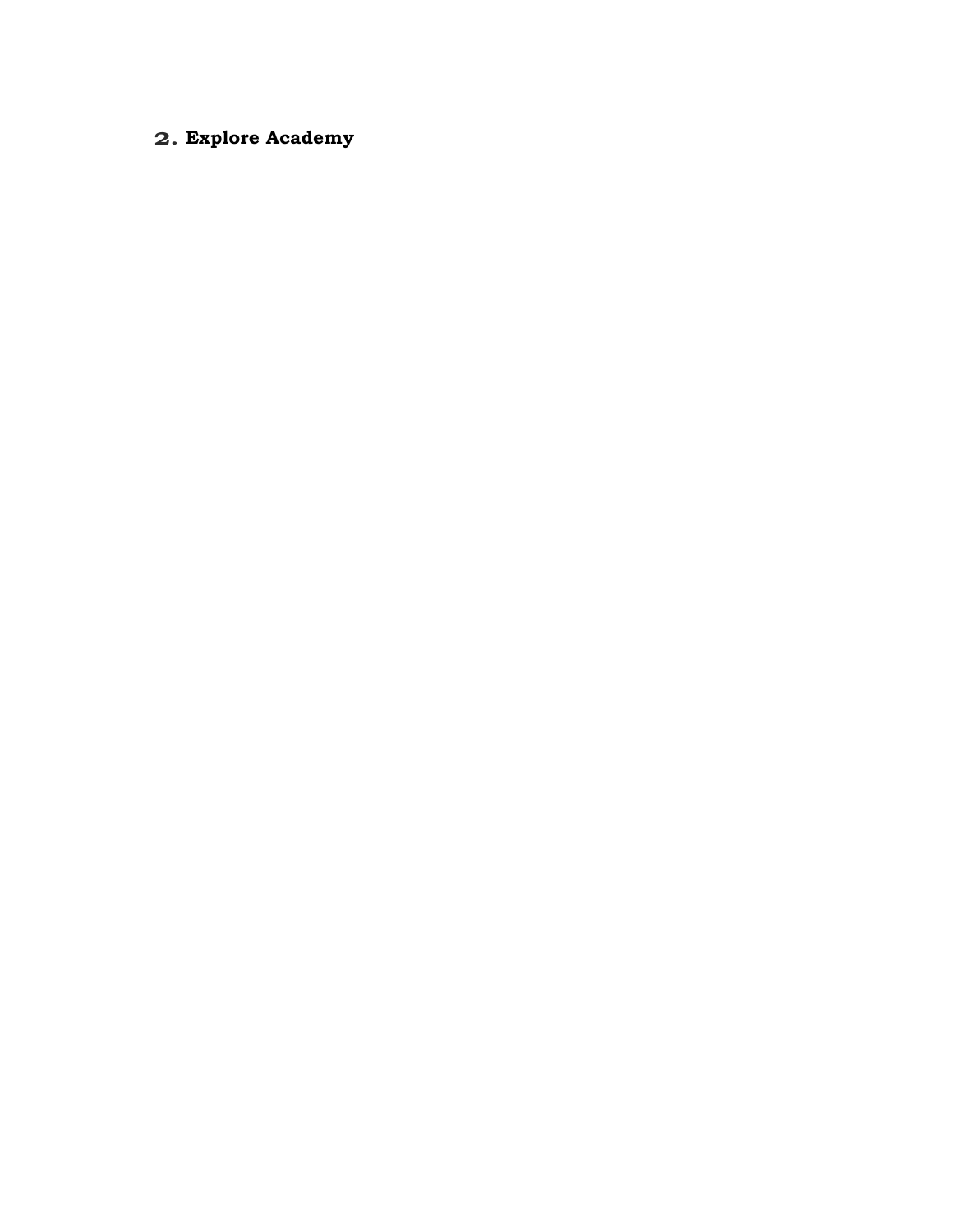## 2. Explore Academy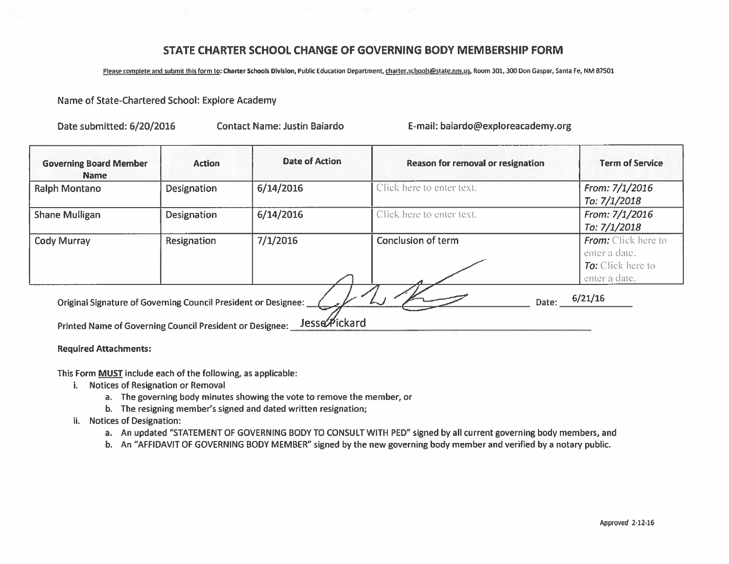# STATE CHARTER SCHOOL CHANGE OF GOVERNING BODY MEMBERSHIP FORM

Please complete and submit this form to: **Charter Schools Division, Public Education Department, charter.schools@state.nm.us, Room 301, 300 Don Gaspar, Santa Fe, NM 87501**

Name of State-Chartered School: Explore Academy

Date submitted: 6/20/2016 Contact Name: Justin Baiardo E-mail: baiardo@exploreacademy.org

| Governing Board Member Name | Action | Date of Action | Reason for removal or resignation | Term of Service |
|---|---|---|---|---|
| Ralph Montano | Designation | 6/14/2016 | Click here to enter text. | *From: 7/1/2016* *To: 7/1/2018* |
| Shane Mulligan | Designation | 6/14/2016 | Click here to enter text. | *From: 7/1/2016* *To: 7/1/2018* |
| Cody Murray | Resignation | 7/1/2016 | Conclusion of term | ***From:*** Click here to enter a date. ***To:*** Click here to enter a date. |

Original Signature of Governing Council President or Designee: [signature] Date: 6/21/16

Printed Name of Governing Council President or Designee: Jesse Pickard

**Required Attachments:**

**This Form MUST include each of the following, as applicable:**

i. **Notices of Resignation or Removal**
   a. **The governing body minutes showing the vote to remove the member, or**
   b. **The resigning member's signed and dated written resignation;**

ii. **Notices of Designation:**
   a. **An updated "STATEMENT OF GOVERNING BODY TO CONSULT WITH PED" signed by all current governing body members, and**
   b. **An "AFFIDAVIT OF GOVERNING BODY MEMBER" signed by the new governing body member and verified by a notary public.**

**Approved 2-12-16**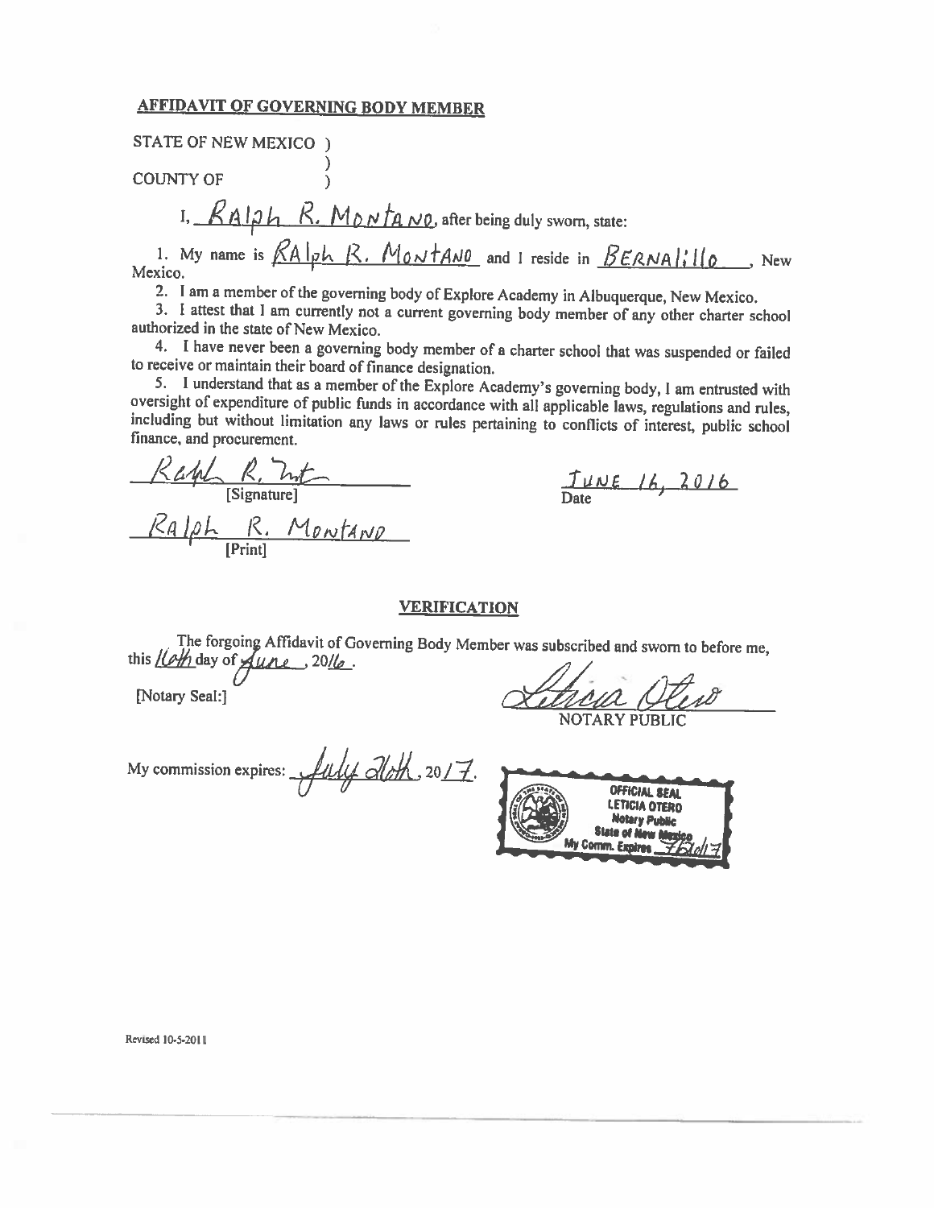## AFFIDAVIT OF GOVERNING BODY MEMBER

STATE OF NEW MEXICO )
)
COUNTY OF )

I, Ralph R. Montano, after being duly sworn, state:

1. My name is Ralph R. Montano and I reside in Bernalillo, New Mexico.
2. I am a member of the governing body of Explore Academy in Albuquerque, New Mexico.
3. I attest that I am currently not a current governing body member of any other charter school authorized in the state of New Mexico.
4. I have never been a governing body member of a charter school that was suspended or failed to receive or maintain their board of finance designation.
5. I understand that as a member of the Explore Academy's governing body, I am entrusted with oversight of expenditure of public funds in accordance with all applicable laws, regulations and rules, including but without limitation any laws or rules pertaining to conflicts of interest, public school finance, and procurement.

Ralph R. Mont
[Signature]

June 16, 2016
Date

Ralph R. Montano
[Print]

## VERIFICATION

The forgoing Affidavit of Governing Body Member was subscribed and sworn to before me, this 16th day of June, 2016.

[Notary Seal:]

Leticia Otero
NOTARY PUBLIC

My commission expires: July 26th, 2017.

OFFICIAL SEAL
LETICIA OTERO
Notary Public
State of New Mexico
My Comm. Expires 7/26/17

Revised 10-5-2011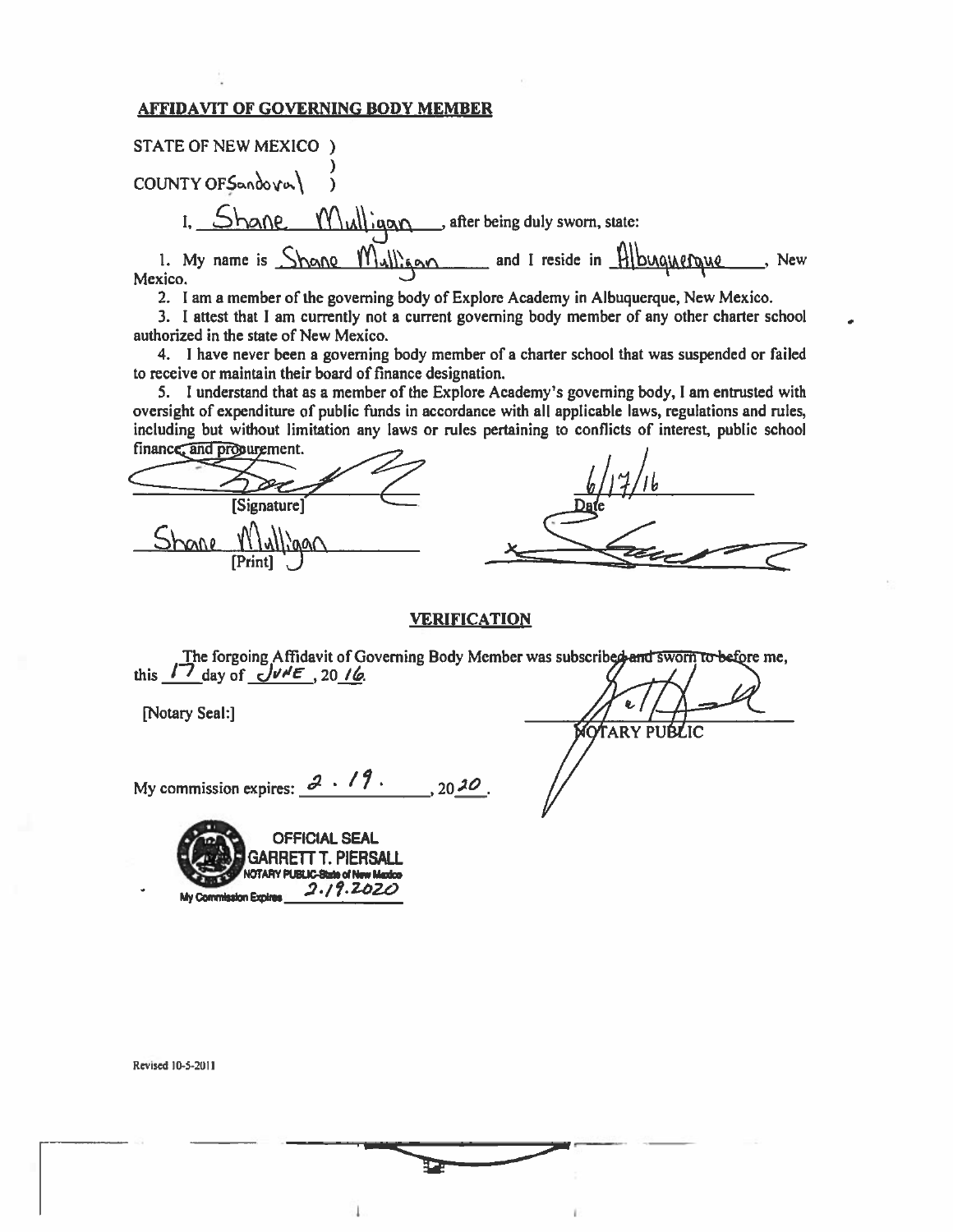**AFFIDAVIT OF GOVERNING BODY MEMBER**

STATE OF NEW MEXICO )
)
COUNTY OF Sandoval )

I, Shane Mulligan, after being duly sworn, state:

1. My name is Shane Mulligan and I reside in Albuquerque, New Mexico.
2. I am a member of the governing body of Explore Academy in Albuquerque, New Mexico.
3. I attest that I am currently not a current governing body member of any other charter school authorized in the state of New Mexico.
4. I have never been a governing body member of a charter school that was suspended or failed to receive or maintain their board of finance designation.
5. I understand that as a member of the Explore Academy's governing body, I am entrusted with oversight of expenditure of public funds in accordance with all applicable laws, regulations and rules, including but without limitation any laws or rules pertaining to conflicts of interest, public school finance, and procurement.

[Signature] 6/17/16
Date

Shane Mulligan
[Print]

**VERIFICATION**

The forgoing Affidavit of Governing Body Member was subscribed and sworn to before me, this 17 day of JUNE, 20 16.

[Notary Seal:]

NOTARY PUBLIC

My commission expires: 2 . 19 . , 20 20 .

OFFICIAL SEAL
GARRETT T. PIERSALL
NOTARY PUBLIC-State of New Mexico
My Commission Expires 2.19.2020

Revised 10-5-2011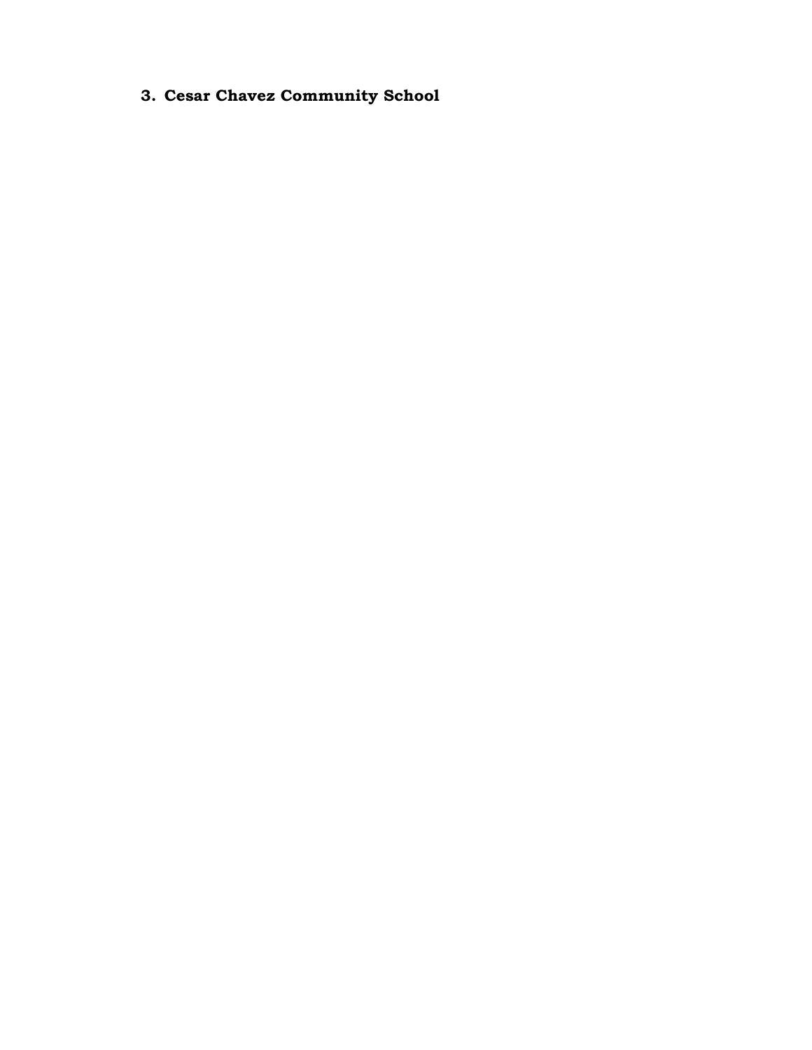### 3. Cesar Chavez Community School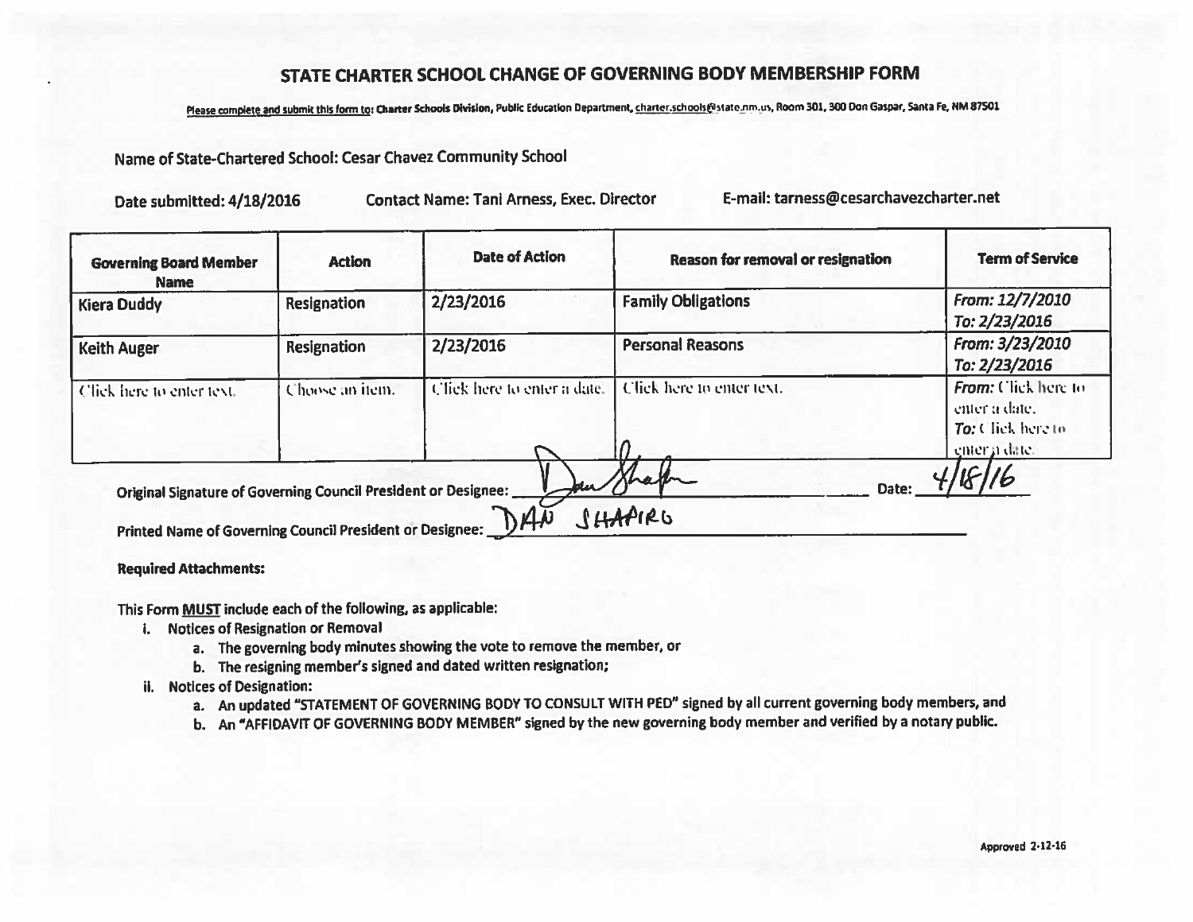# STATE CHARTER SCHOOL CHANGE OF GOVERNING BODY MEMBERSHIP FORM

Please complete and submit this form to: Charter Schools Division, Public Education Department, charter.schools@state.nm.us, Room 301, 300 Don Gaspar, Santa Fe, NM 87501

Name of State-Chartered School: Cesar Chavez Community School

Date submitted: 4/18/2016 Contact Name: Tani Arness, Exec. Director E-mail: tarness@cesarchavezcharter.net

| Governing Board Member Name | Action | Date of Action | Reason for removal or resignation | Term of Service |
|---|---|---|---|---|
| Kiera Duddy | Resignation | 2/23/2016 | Family Obligations | From: 12/7/2010 To: 2/23/2016 |
| Keith Auger | Resignation | 2/23/2016 | Personal Reasons | From: 3/23/2010 To: 2/23/2016 |
| Click here to enter text. | Choose an item. | Click here to enter a date. | Click here to enter text. | From: Click here to enter a date. To: Click here to enter a date. |

Original Signature of Governing Council President or Designee: [signature] Date: 4/18/16

Printed Name of Governing Council President or Designee: DAN SHAPIRO

**Required Attachments:**

This Form **MUST** include each of the following, as applicable:

i. Notices of Resignation or Removal
   a. The governing body minutes showing the vote to remove the member, or
   b. The resigning member's signed and dated written resignation;
ii. Notices of Designation:
   a. An updated "STATEMENT OF GOVERNING BODY TO CONSULT WITH PED" signed by all current governing body members, and
   b. An "AFFIDAVIT OF GOVERNING BODY MEMBER" signed by the new governing body member and verified by a notary public.

Approved 2-12-16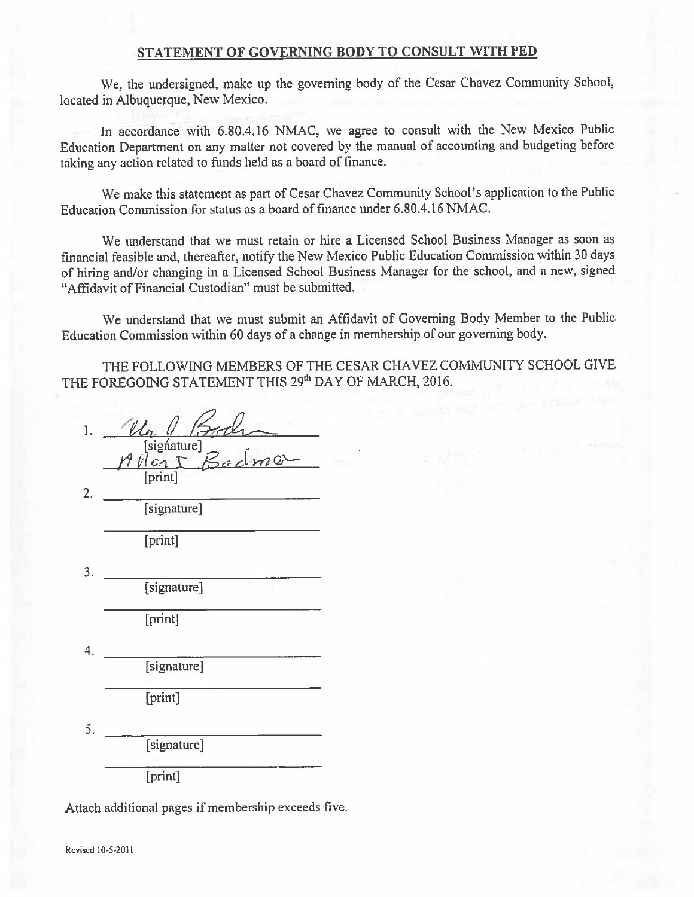## STATEMENT OF GOVERNING BODY TO CONSULT WITH PED

We, the undersigned, make up the governing body of the Cesar Chavez Community School, located in Albuquerque, New Mexico.

In accordance with 6.80.4.16 NMAC, we agree to consult with the New Mexico Public Education Department on any matter not covered by the manual of accounting and budgeting before taking any action related to funds held as a board of finance.

We make this statement as part of Cesar Chavez Community School's application to the Public Education Commission for status as a board of finance under 6.80.4.16 NMAC.

We understand that we must retain or hire a Licensed School Business Manager as soon as financial feasible and, thereafter, notify the New Mexico Public Education Commission within 30 days of hiring and/or changing in a Licensed School Business Manager for the school, and a new, signed "Affidavit of Financial Custodian" must be submitted.

We understand that we must submit an Affidavit of Governing Body Member to the Public Education Commission within 60 days of a change in membership of our governing body.

THE FOLLOWING MEMBERS OF THE CESAR CHAVEZ COMMUNITY SCHOOL GIVE THE FOREGOING STATEMENT THIS 29th DAY OF MARCH, 2016.

1. ____________________ [signature]
   Allan T. Badner
   [print]

2. ____________________
   [signature]
   ____________________
   [print]

3. ____________________
   [signature]
   ____________________
   [print]

4. ____________________
   [signature]
   ____________________
   [print]

5. ____________________
   [signature]
   ____________________
   [print]

Attach additional pages if membership exceeds five.

Revised 10-5-2011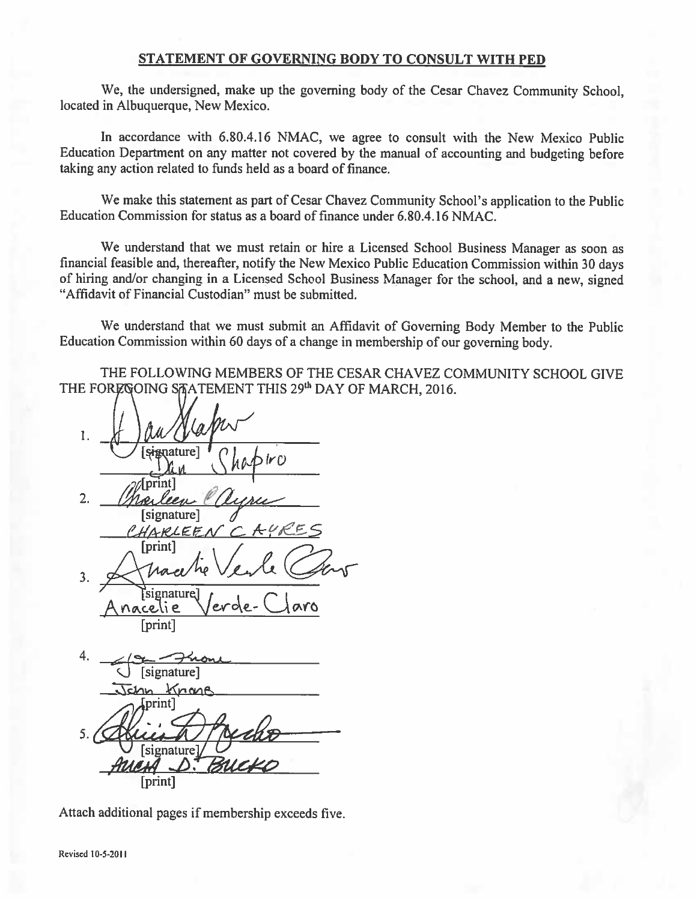## STATEMENT OF GOVERNING BODY TO CONSULT WITH PED

We, the undersigned, make up the governing body of the Cesar Chavez Community School, located in Albuquerque, New Mexico.

In accordance with 6.80.4.16 NMAC, we agree to consult with the New Mexico Public Education Department on any matter not covered by the manual of accounting and budgeting before taking any action related to funds held as a board of finance.

We make this statement as part of Cesar Chavez Community School's application to the Public Education Commission for status as a board of finance under 6.80.4.16 NMAC.

We understand that we must retain or hire a Licensed School Business Manager as soon as financial feasible and, thereafter, notify the New Mexico Public Education Commission within 30 days of hiring and/or changing in a Licensed School Business Manager for the school, and a new, signed "Affidavit of Financial Custodian" must be submitted.

We understand that we must submit an Affidavit of Governing Body Member to the Public Education Commission within 60 days of a change in membership of our governing body.

THE FOLLOWING MEMBERS OF THE CESAR CHAVEZ COMMUNITY SCHOOL GIVE THE FOREGOING STATEMENT THIS 29th DAY OF MARCH, 2016.

1. Dan Shapiro
   [signature]
   Dan Shapiro
   [print]
2. Charleen Ayres
   [signature]
   CHARLEEN C AYRES
   [print]
3. Anacelie Verde Claro
   [signature]
   Anacelie Verde-Claro
   [print]
4. John Krone
   [signature]
   John Krone
   [print]
5. Alicia D. Bucko
   [signature]
   ALICIA D. BUCKO
   [print]

Attach additional pages if membership exceeds five.

Revised 10-5-2011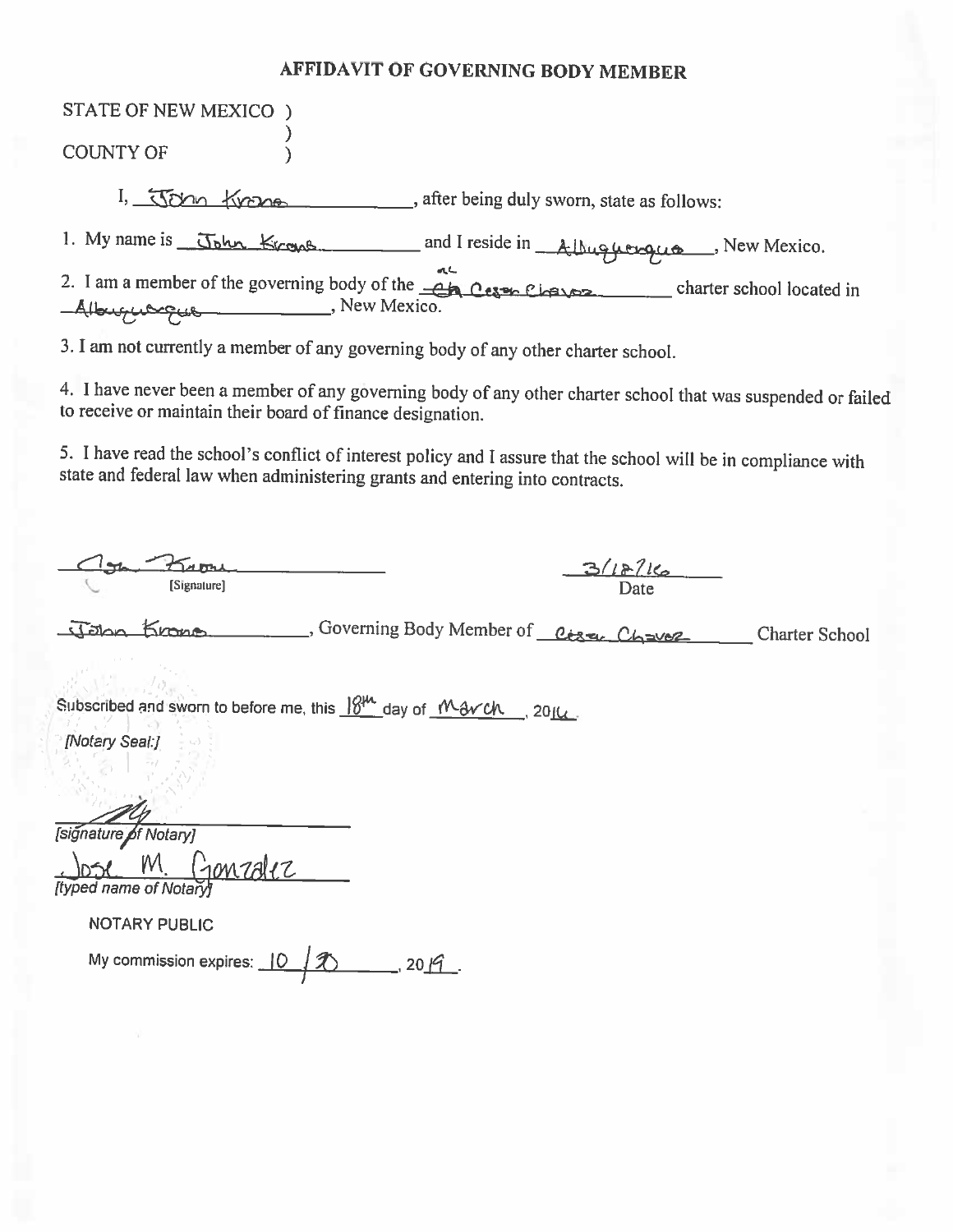# AFFIDAVIT OF GOVERNING BODY MEMBER

STATE OF NEW MEXICO )
)
COUNTY OF )

I, John Krone, after being duly sworn, state as follows:

1. My name is John Krone and I reside in Albuquerque, New Mexico.

2. I am a member of the governing body of the AL Cesar Chavez charter school located in Albuquerque, New Mexico.

3. I am not currently a member of any governing body of any other charter school.

4. I have never been a member of any governing body of any other charter school that was suspended or failed to receive or maintain their board of finance designation.

5. I have read the school's conflict of interest policy and I assure that the school will be in compliance with state and federal law when administering grants and entering into contracts.

[Signature] 3/18/16
[Signature] Date

John Krone, Governing Body Member of Cesar Chavez Charter School

Subscribed and sworn to before me, this 18th day of March, 2016.

*[Notary Seal:]*

[signature of Notary]

Jose M. Gonzalez
*[typed name of Notary]*

NOTARY PUBLIC

My commission expires: 10 / 30, 2019.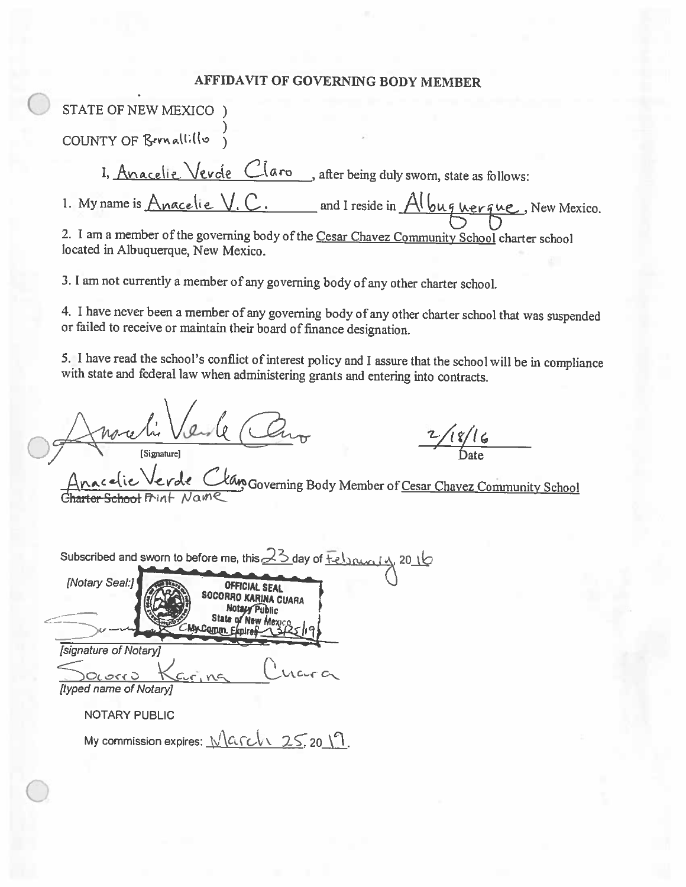# AFFIDAVIT OF GOVERNING BODY MEMBER

STATE OF NEW MEXICO )
)
COUNTY OF Bernalillo )

I, Anacelie Verde Claro, after being duly sworn, state as follows:

1. My name is Anacelie V. C. and I reside in Albuquerque, New Mexico.

2. I am a member of the governing body of the Cesar Chavez Community School charter school located in Albuquerque, New Mexico.

3. I am not currently a member of any governing body of any other charter school.

4. I have never been a member of any governing body of any other charter school that was suspended or failed to receive or maintain their board of finance designation.

5. I have read the school's conflict of interest policy and I assure that the school will be in compliance with state and federal law when administering grants and entering into contracts.

[Signature]

2/18/16
Date

Anacelie Verde Claro, Governing Body Member of Cesar Chavez Community School
~~Charter School~~ Print Name

Subscribed and sworn to before me, this 23 day of February, 2016

[Notary Seal:] OFFICIAL SEAL SOCORRO KARINA CUARA Notary Public State of New Mexico My Comm. Expires 3/25/19

[signature of Notary]

Socorro Karina Cuara
[typed name of Notary]

NOTARY PUBLIC

My commission expires: March 25, 2019.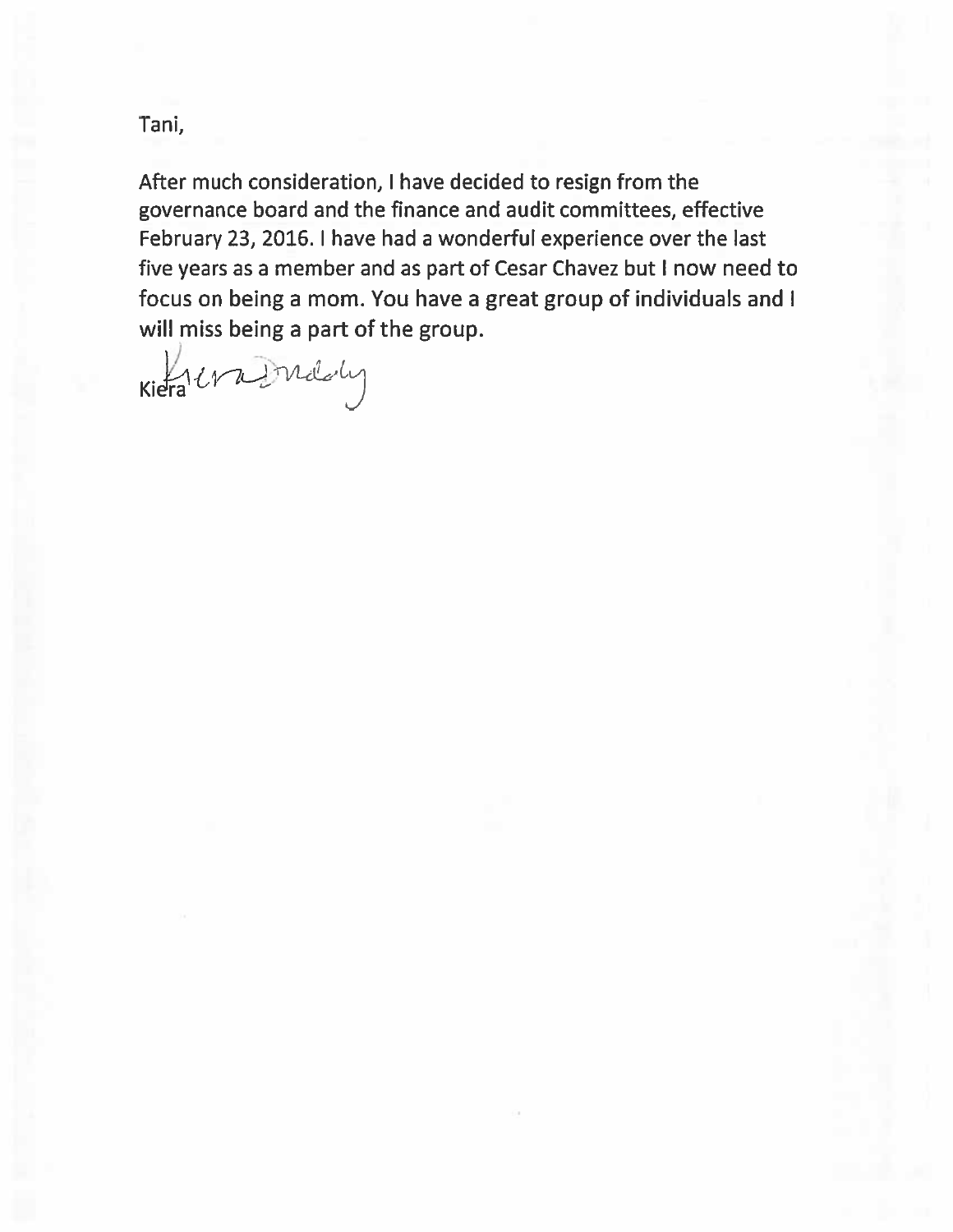Tani,

After much consideration, I have decided to resign from the governance board and the finance and audit committees, effective February 23, 2016. I have had a wonderful experience over the last five years as a member and as part of Cesar Chavez but I now need to focus on being a mom. You have a great group of individuals and I will miss being a part of the group.

Kiera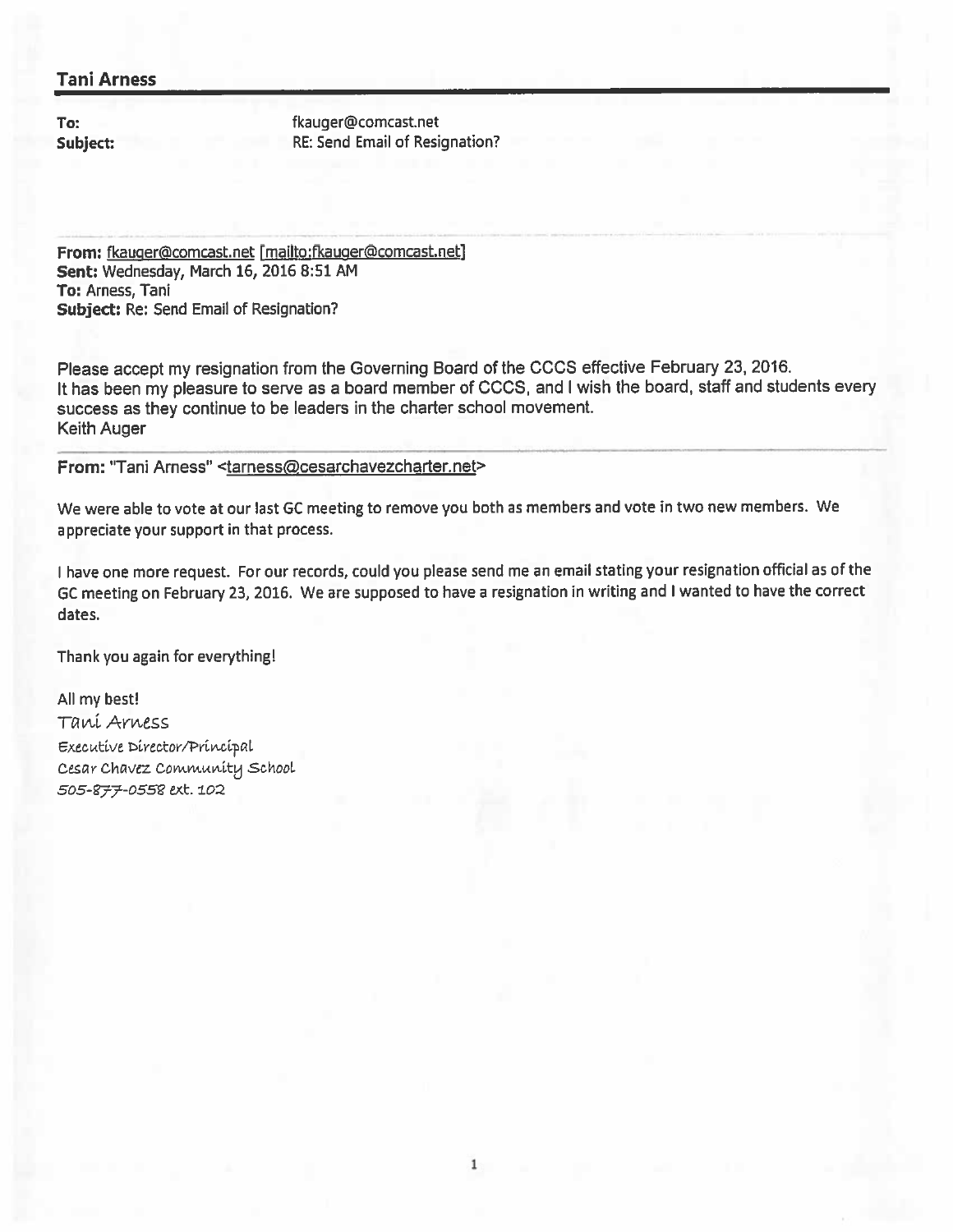**Tani Arness**

**To:** fkauger@comcast.net
**Subject:** RE: Send Email of Resignation?

---

**From:** fkauger@comcast.net [mailto:fkauger@comcast.net]
**Sent:** Wednesday, March 16, 2016 8:51 AM
**To:** Arness, Tani
**Subject:** Re: Send Email of Resignation?

Please accept my resignation from the Governing Board of the CCCS effective February 23, 2016.
It has been my pleasure to serve as a board member of CCCS, and I wish the board, staff and students every success as they continue to be leaders in the charter school movement.
Keith Auger

---

**From:** "Tani Arness" <tarness@cesarchavezcharter.net>

We were able to vote at our last GC meeting to remove you both as members and vote in two new members. We appreciate your support in that process.

I have one more request. For our records, could you please send me an email stating your resignation official as of the GC meeting on February 23, 2016. We are supposed to have a resignation in writing and I wanted to have the correct dates.

Thank you again for everything!

All my best!
*Tani Arness*
*Executive Director/Principal*
*Cesar Chavez Community School*
*505-877-0558 ext. 102*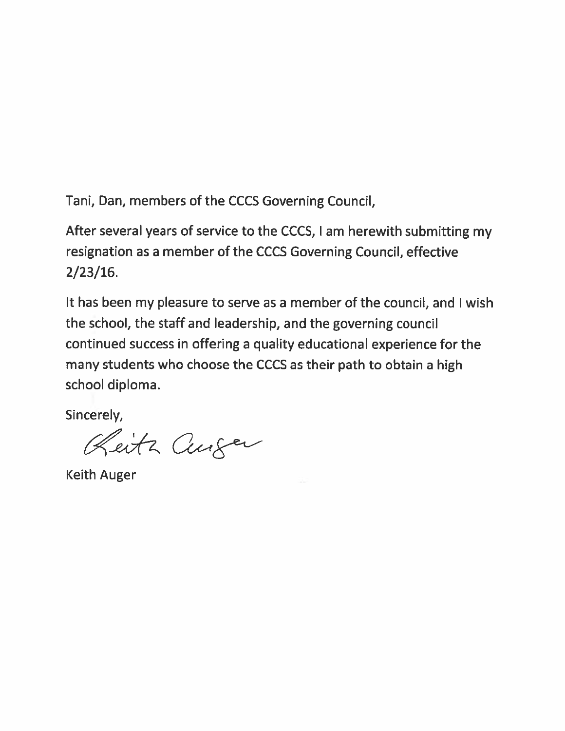Tani, Dan, members of the CCCS Governing Council,

After several years of service to the CCCS, I am herewith submitting my resignation as a member of the CCCS Governing Council, effective 2/23/16.

It has been my pleasure to serve as a member of the council, and I wish the school, the staff and leadership, and the governing council continued success in offering a quality educational experience for the many students who choose the CCCS as their path to obtain a high school diploma.

Sincerely,

Keith Auger

Keith Auger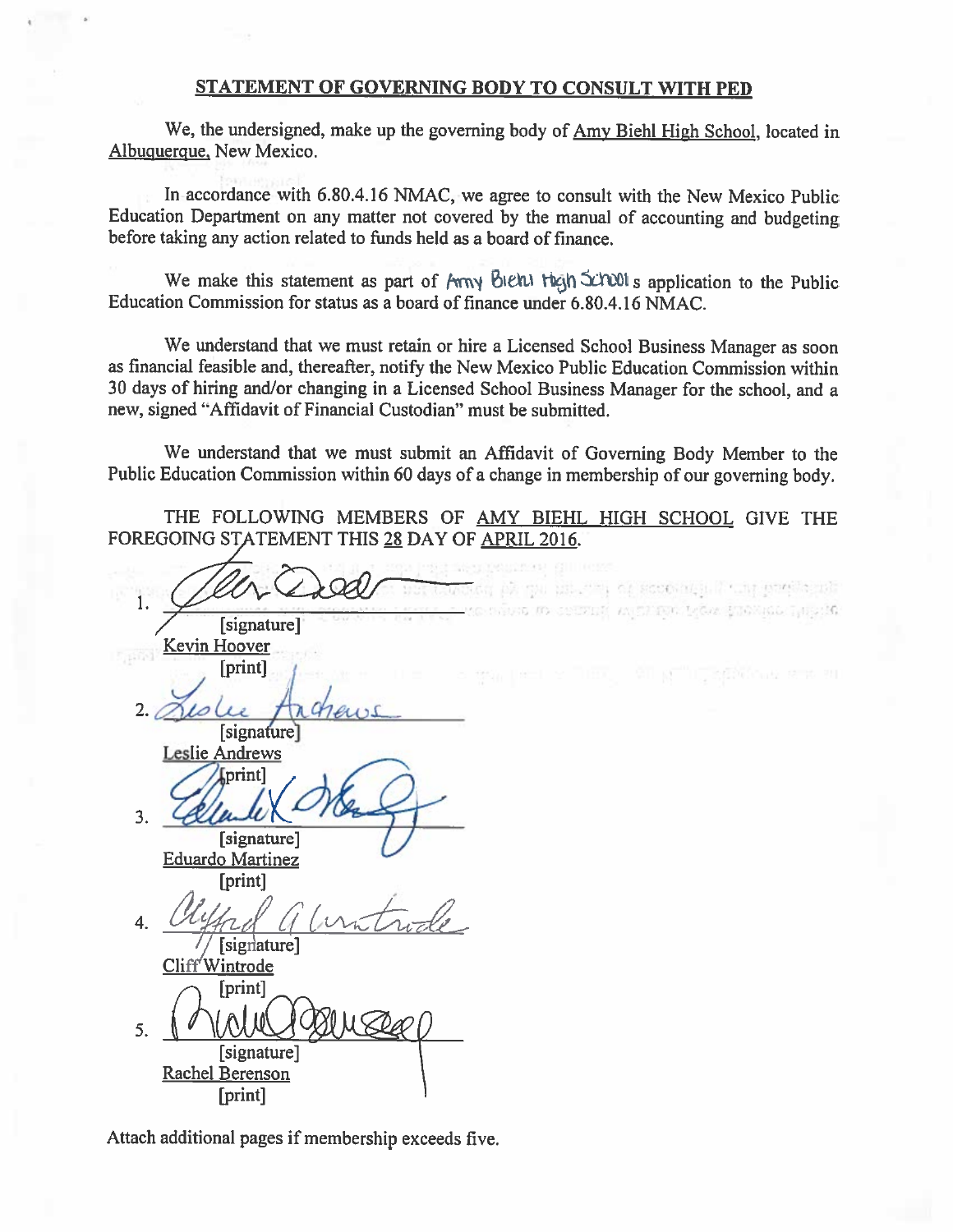## STATEMENT OF GOVERNING BODY TO CONSULT WITH PED

We, the undersigned, make up the governing body of Amy Biehl High School, located in Albuquerque, New Mexico.

In accordance with 6.80.4.16 NMAC, we agree to consult with the New Mexico Public Education Department on any matter not covered by the manual of accounting and budgeting before taking any action related to funds held as a board of finance.

We make this statement as part of Amy Biehl High School s application to the Public Education Commission for status as a board of finance under 6.80.4.16 NMAC.

We understand that we must retain or hire a Licensed School Business Manager as soon as financial feasible and, thereafter, notify the New Mexico Public Education Commission within 30 days of hiring and/or changing in a Licensed School Business Manager for the school, and a new, signed "Affidavit of Financial Custodian" must be submitted.

We understand that we must submit an Affidavit of Governing Body Member to the Public Education Commission within 60 days of a change in membership of our governing body.

THE FOLLOWING MEMBERS OF AMY BIEHL HIGH SCHOOL GIVE THE FOREGOING STATEMENT THIS 28 DAY OF APRIL 2016.

1. _______________________
   [signature]
   Kevin Hoover
   [print]

2. _______________________
   [signature]
   Leslie Andrews
   [print]

3. _______________________
   [signature]
   Eduardo Martinez
   [print]

4. _______________________
   [signature]
   Cliff Wintrode
   [print]

5. _______________________
   [signature]
   Rachel Berenson
   [print]

Attach additional pages if membership exceeds five.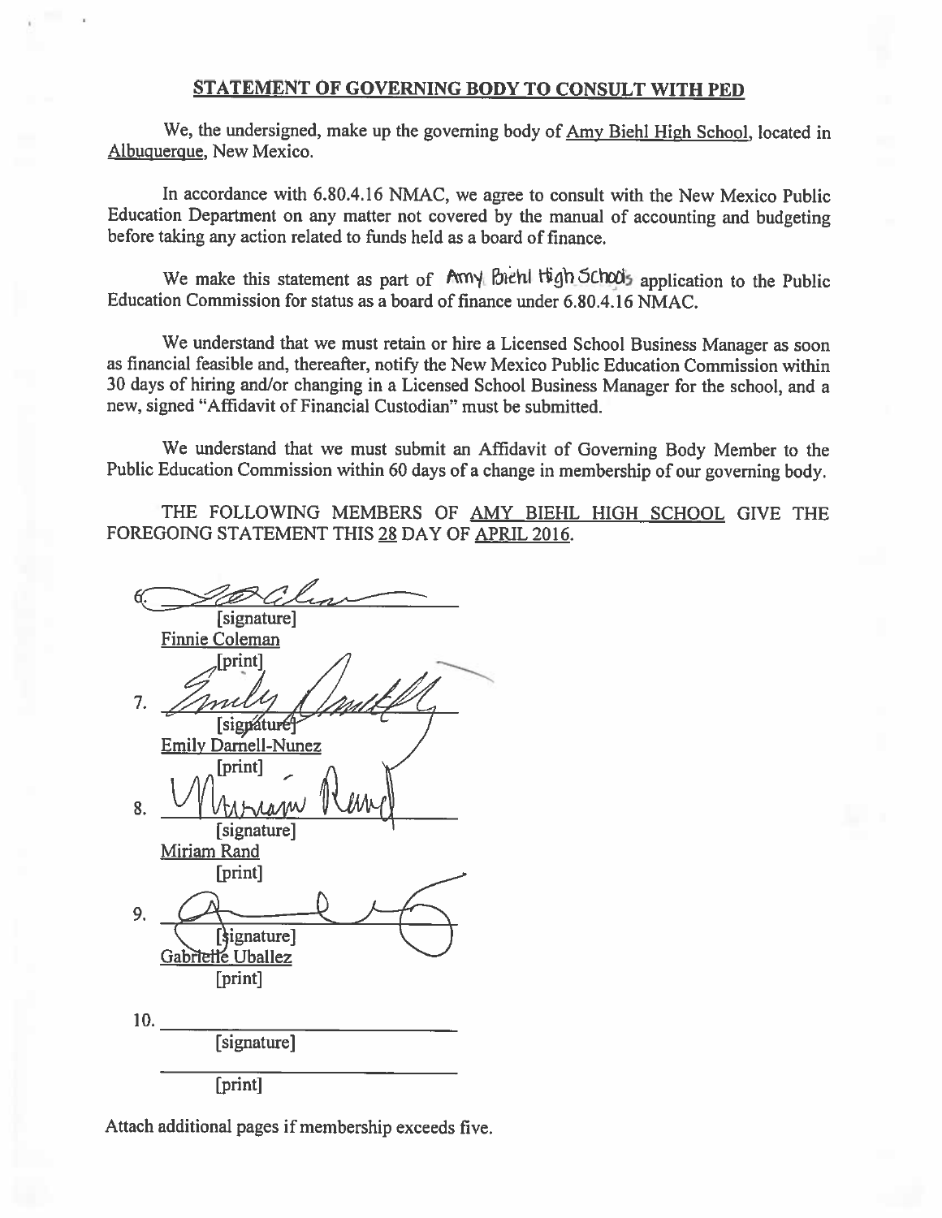## STATEMENT OF GOVERNING BODY TO CONSULT WITH PED

We, the undersigned, make up the governing body of Amy Biehl High School, located in Albuquerque, New Mexico.

In accordance with 6.80.4.16 NMAC, we agree to consult with the New Mexico Public Education Department on any matter not covered by the manual of accounting and budgeting before taking any action related to funds held as a board of finance.

We make this statement as part of Amy Biehl High School's application to the Public Education Commission for status as a board of finance under 6.80.4.16 NMAC.

We understand that we must retain or hire a Licensed School Business Manager as soon as financial feasible and, thereafter, notify the New Mexico Public Education Commission within 30 days of hiring and/or changing in a Licensed School Business Manager for the school, and a new, signed "Affidavit of Financial Custodian" must be submitted.

We understand that we must submit an Affidavit of Governing Body Member to the Public Education Commission within 60 days of a change in membership of our governing body.

THE FOLLOWING MEMBERS OF AMY BIEHL HIGH SCHOOL GIVE THE FOREGOING STATEMENT THIS 28 DAY OF APRIL 2016.

6. ______________________
[signature]
Finnie Coleman
[print]

7. ______________________
[signature]
Emily Darnell-Nunez
[print]

8. ______________________
[signature]
Miriam Rand
[print]

9. ______________________
[signature]
Gabrielle Uballez
[print]

10. ______________________
[signature]
______________________
[print]

Attach additional pages if membership exceeds five.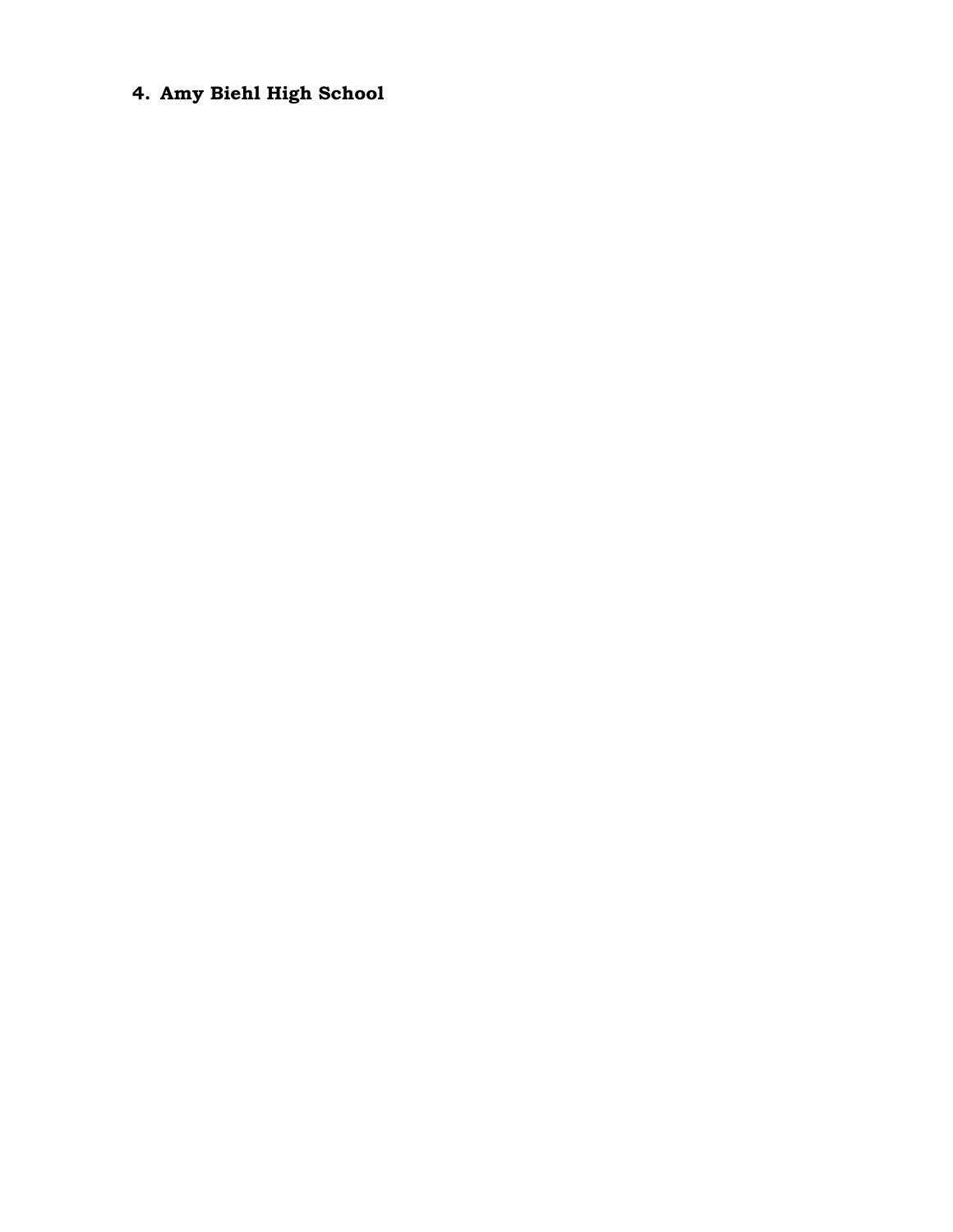## 4. Amy Biehl High School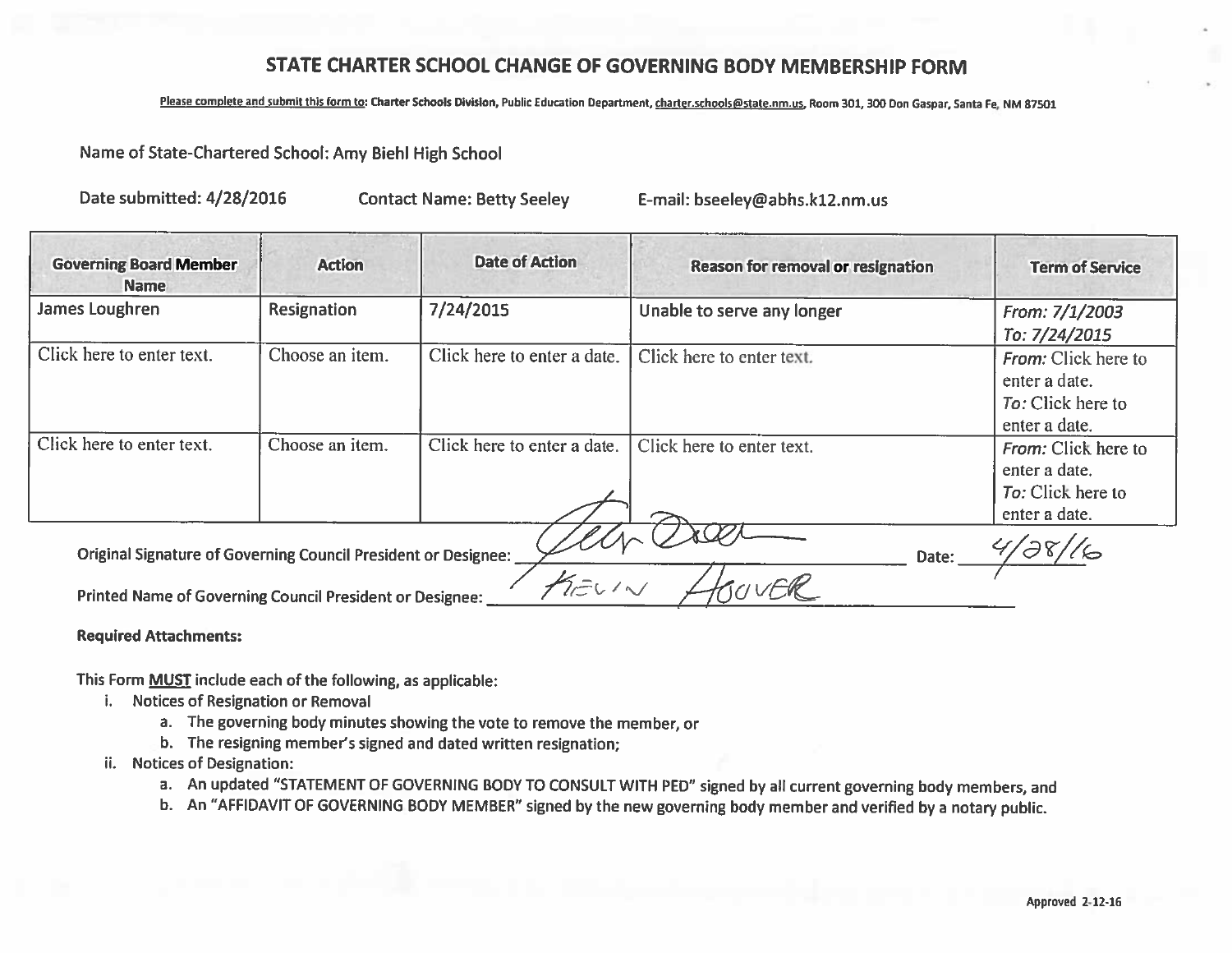# STATE CHARTER SCHOOL CHANGE OF GOVERNING BODY MEMBERSHIP FORM

Please complete and submit this form to: Charter Schools Division, Public Education Department, charter.schools@state.nm.us, Room 301, 300 Don Gaspar, Santa Fe, NM 87501

Name of State-Chartered School: Amy Biehl High School

Date submitted: 4/28/2016 Contact Name: Betty Seeley E-mail: bseeley@abhs.k12.nm.us

| Governing Board Member Name | Action | Date of Action | Reason for removal or resignation | Term of Service |
|---|---|---|---|---|
| James Loughren | Resignation | 7/24/2015 | Unable to serve any longer | *From:* 7/1/2003<br>*To:* 7/24/2015 |
| Click here to enter text. | Choose an item. | Click here to enter a date. | Click here to enter text. | *From:* Click here to enter a date.<br>*To:* Click here to enter a date. |
| Click here to enter text. | Choose an item. | Click here to enter a date. | Click here to enter text. | *From:* Click here to enter a date.<br>*To:* Click here to enter a date. |

Original Signature of Governing Council President or Designee: [signature] Date: 4/28/16

Printed Name of Governing Council President or Designee: KEVIN HOOVER

**Required Attachments:**

This Form **MUST** include each of the following, as applicable:

- i. Notices of Resignation or Removal
  - a. The governing body minutes showing the vote to remove the member, or
  - b. The resigning member's signed and dated written resignation;
- ii. Notices of Designation:
  - a. An updated "STATEMENT OF GOVERNING BODY TO CONSULT WITH PED" signed by all current governing body members, and
  - b. An "AFFIDAVIT OF GOVERNING BODY MEMBER" signed by the new governing body member and verified by a notary public.

Approved 2-12-16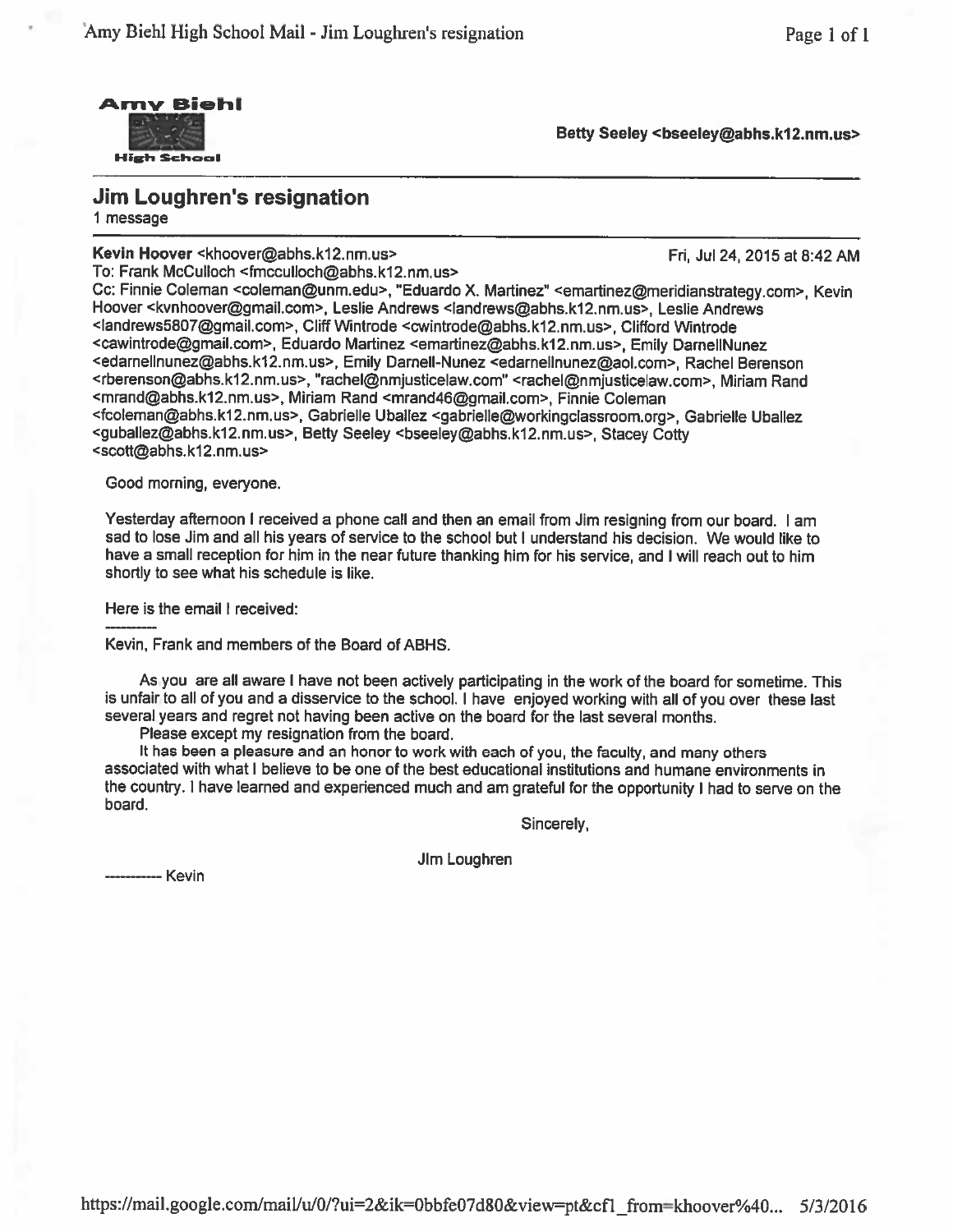**Amy Biehl High School**

Betty Seeley <bseeley@abhs.k12.nm.us>

## Jim Loughren's resignation

1 message

---

**Kevin Hoover** <khoover@abhs.k12.nm.us> Fri, Jul 24, 2015 at 8:42 AM

To: Frank McCulloch <fmcculloch@abhs.k12.nm.us>

Cc: Finnie Coleman <coleman@unm.edu>, "Eduardo X. Martinez" <emartinez@meridianstrategy.com>, Kevin Hoover <kvnhoover@gmail.com>, Leslie Andrews <landrews@abhs.k12.nm.us>, Leslie Andrews <landrews5807@gmail.com>, Cliff Wintrode <cwintrode@abhs.k12.nm.us>, Clifford Wintrode <cawintrode@gmail.com>, Eduardo Martinez <emartinez@abhs.k12.nm.us>, Emily DarnellNunez <edarnellnunez@abhs.k12.nm.us>, Emily Darnell-Nunez <edarnellnunez@aol.com>, Rachel Berenson <rberenson@abhs.k12.nm.us>, "rachel@nmjusticelaw.com" <rachel@nmjusticelaw.com>, Miriam Rand <mrand@abhs.k12.nm.us>, Miriam Rand <mrand46@gmail.com>, Finnie Coleman <fcoleman@abhs.k12.nm.us>, Gabrielle Uballez <gabrielle@workingclassroom.org>, Gabrielle Uballez <guballez@abhs.k12.nm.us>, Betty Seeley <bseeley@abhs.k12.nm.us>, Stacey Cotty <scott@abhs.k12.nm.us>

Good morning, everyone.

Yesterday afternoon I received a phone call and then an email from Jim resigning from our board. I am sad to lose Jim and all his years of service to the school but I understand his decision. We would like to have a small reception for him in the near future thanking him for his service, and I will reach out to him shortly to see what his schedule is like.

Here is the email I received:

----------

Kevin, Frank and members of the Board of ABHS.

As you are all aware I have not been actively participating in the work of the board for sometime. This is unfair to all of you and a disservice to the school. I have enjoyed working with all of you over these last several years and regret not having been active on the board for the last several months.

Please except my resignation from the board.

It has been a pleasure and an honor to work with each of you, the faculty, and many others associated with what I believe to be one of the best educational institutions and humane environments in the country. I have learned and experienced much and am grateful for the opportunity I had to serve on the board.

Sincerely,

Jim Loughren

----------- Kevin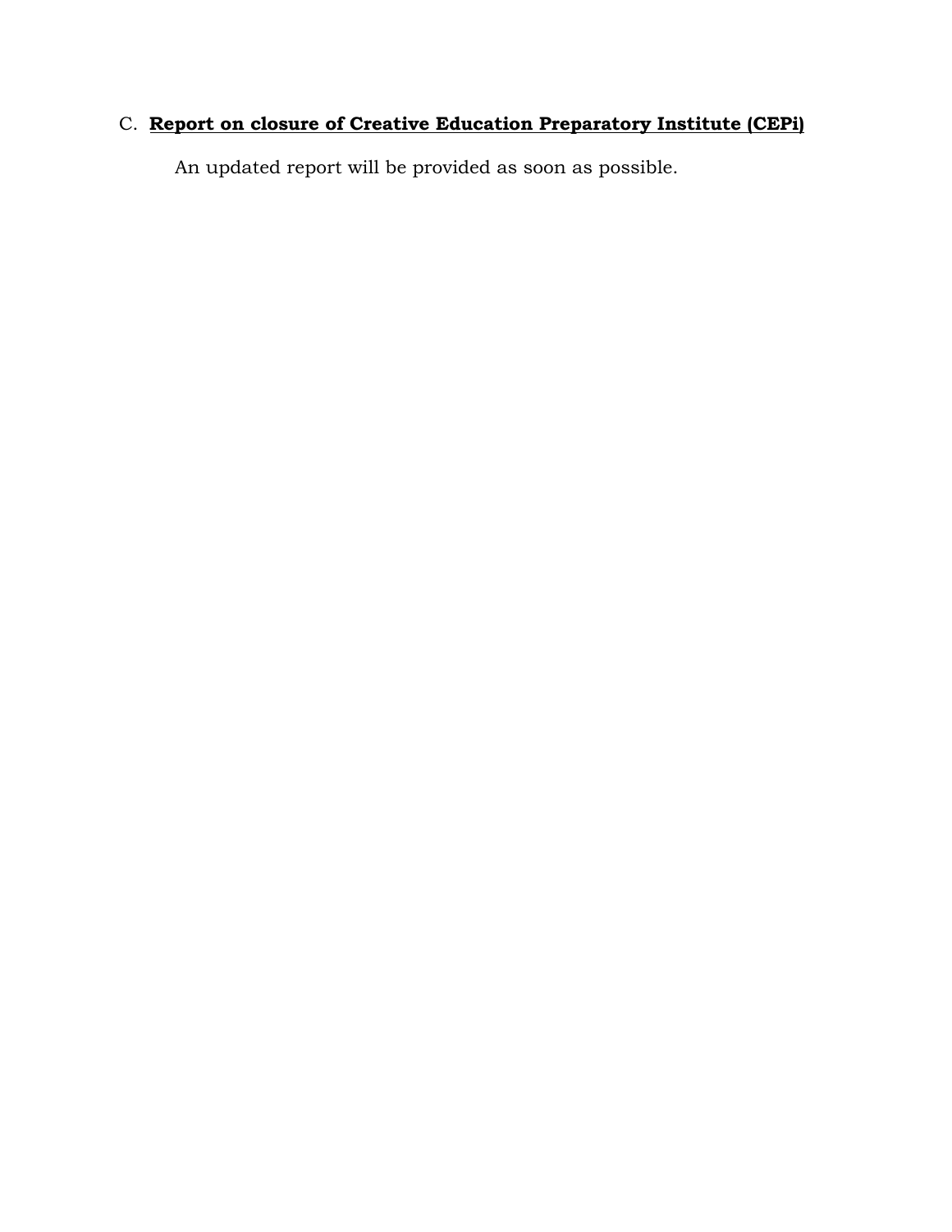C. **Report on closure of Creative Education Preparatory Institute (CEPi)**

An updated report will be provided as soon as possible.